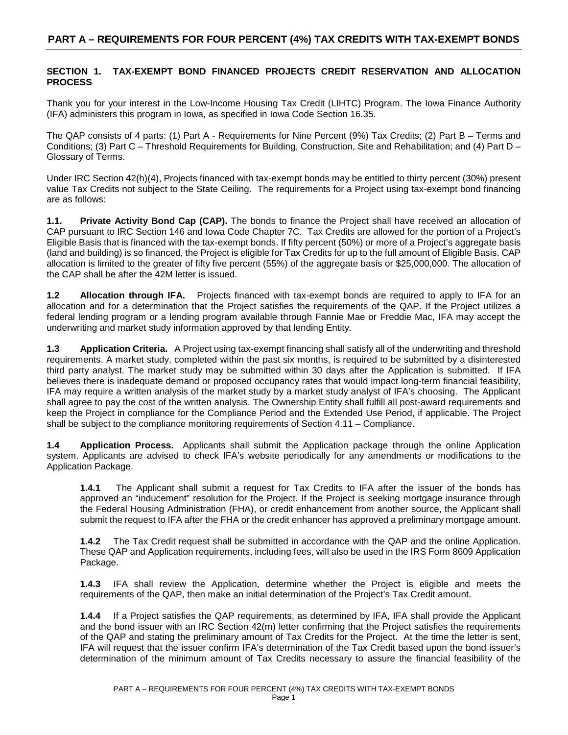# PART A – REQUIREMENTS FOR FOUR PERCENT (4%) TAX CREDITS WITH TAX-EXEMPT BONDS

## SECTION 1. TAX-EXEMPT BOND FINANCED PROJECTS CREDIT RESERVATION AND ALLOCATION PROCESS

Thank you for your interest in the Low-Income Housing Tax Credit (LIHTC) Program. The Iowa Finance Authority (IFA) administers this program in Iowa, as specified in Iowa Code Section 16.35.

The QAP consists of 4 parts: (1) Part A - Requirements for Nine Percent (9%) Tax Credits; (2) Part B – Terms and Conditions; (3) Part C – Threshold Requirements for Building, Construction, Site and Rehabilitation; and (4) Part D – Glossary of Terms.

Under IRC Section 42(h)(4), Projects financed with tax-exempt bonds may be entitled to thirty percent (30%) present value Tax Credits not subject to the State Ceiling. The requirements for a Project using tax-exempt bond financing are as follows:

**1.1. Private Activity Bond Cap (CAP).** The bonds to finance the Project shall have received an allocation of CAP pursuant to IRC Section 146 and Iowa Code Chapter 7C. Tax Credits are allowed for the portion of a Project's Eligible Basis that is financed with the tax-exempt bonds. If fifty percent (50%) or more of a Project's aggregate basis (land and building) is so financed, the Project is eligible for Tax Credits for up to the full amount of Eligible Basis. CAP allocation is limited to the greater of fifty five percent (55%) of the aggregate basis or $25,000,000. The allocation of the CAP shall be after the 42M letter is issued.

**1.2 Allocation through IFA.** Projects financed with tax-exempt bonds are required to apply to IFA for an allocation and for a determination that the Project satisfies the requirements of the QAP. If the Project utilizes a federal lending program or a lending program available through Fannie Mae or Freddie Mac, IFA may accept the underwriting and market study information approved by that lending Entity.

**1.3 Application Criteria.** A Project using tax-exempt financing shall satisfy all of the underwriting and threshold requirements. A market study, completed within the past six months, is required to be submitted by a disinterested third party analyst. The market study may be submitted within 30 days after the Application is submitted. If IFA believes there is inadequate demand or proposed occupancy rates that would impact long-term financial feasibility, IFA may require a written analysis of the market study by a market study analyst of IFA's choosing. The Applicant shall agree to pay the cost of the written analysis. The Ownership Entity shall fulfill all post-award requirements and keep the Project in compliance for the Compliance Period and the Extended Use Period, if applicable. The Project shall be subject to the compliance monitoring requirements of Section 4.11 – Compliance.

**1.4 Application Process.** Applicants shall submit the Application package through the online Application system. Applicants are advised to check IFA's website periodically for any amendments or modifications to the Application Package.

**1.4.1** The Applicant shall submit a request for Tax Credits to IFA after the issuer of the bonds has approved an "inducement" resolution for the Project. If the Project is seeking mortgage insurance through the Federal Housing Administration (FHA), or credit enhancement from another source, the Applicant shall submit the request to IFA after the FHA or the credit enhancer has approved a preliminary mortgage amount.

**1.4.2** The Tax Credit request shall be submitted in accordance with the QAP and the online Application. These QAP and Application requirements, including fees, will also be used in the IRS Form 8609 Application Package.

**1.4.3** IFA shall review the Application, determine whether the Project is eligible and meets the requirements of the QAP, then make an initial determination of the Project's Tax Credit amount.

**1.4.4** If a Project satisfies the QAP requirements, as determined by IFA, IFA shall provide the Applicant and the bond issuer with an IRC Section 42(m) letter confirming that the Project satisfies the requirements of the QAP and stating the preliminary amount of Tax Credits for the Project. At the time the letter is sent, IFA will request that the issuer confirm IFA's determination of the Tax Credit based upon the bond issuer's determination of the minimum amount of Tax Credits necessary to assure the financial feasibility of the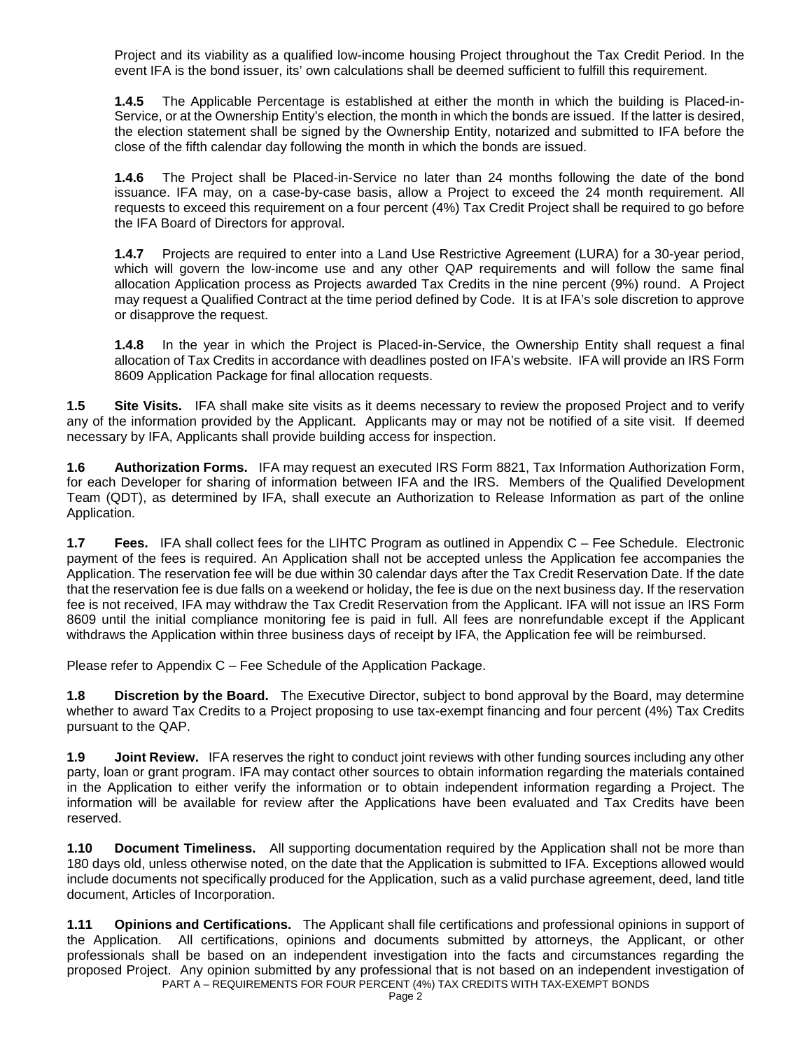Project and its viability as a qualified low-income housing Project throughout the Tax Credit Period. In the event IFA is the bond issuer, its' own calculations shall be deemed sufficient to fulfill this requirement.

**1.4.5** The Applicable Percentage is established at either the month in which the building is Placed-in-Service, or at the Ownership Entity's election, the month in which the bonds are issued. If the latter is desired, the election statement shall be signed by the Ownership Entity, notarized and submitted to IFA before the close of the fifth calendar day following the month in which the bonds are issued.

**1.4.6** The Project shall be Placed-in-Service no later than 24 months following the date of the bond issuance. IFA may, on a case-by-case basis, allow a Project to exceed the 24 month requirement. All requests to exceed this requirement on a four percent (4%) Tax Credit Project shall be required to go before the IFA Board of Directors for approval.

**1.4.7** Projects are required to enter into a Land Use Restrictive Agreement (LURA) for a 30-year period, which will govern the low-income use and any other QAP requirements and will follow the same final allocation Application process as Projects awarded Tax Credits in the nine percent (9%) round. A Project may request a Qualified Contract at the time period defined by Code. It is at IFA's sole discretion to approve or disapprove the request.

**1.4.8** In the year in which the Project is Placed-in-Service, the Ownership Entity shall request a final allocation of Tax Credits in accordance with deadlines posted on IFA's website. IFA will provide an IRS Form 8609 Application Package for final allocation requests.

**1.5 Site Visits.** IFA shall make site visits as it deems necessary to review the proposed Project and to verify any of the information provided by the Applicant. Applicants may or may not be notified of a site visit. If deemed necessary by IFA, Applicants shall provide building access for inspection.

**1.6 Authorization Forms.** IFA may request an executed IRS Form 8821, Tax Information Authorization Form, for each Developer for sharing of information between IFA and the IRS. Members of the Qualified Development Team (QDT), as determined by IFA, shall execute an Authorization to Release Information as part of the online Application.

**1.7 Fees.** IFA shall collect fees for the LIHTC Program as outlined in Appendix C – Fee Schedule. Electronic payment of the fees is required. An Application shall not be accepted unless the Application fee accompanies the Application. The reservation fee will be due within 30 calendar days after the Tax Credit Reservation Date. If the date that the reservation fee is due falls on a weekend or holiday, the fee is due on the next business day. If the reservation fee is not received, IFA may withdraw the Tax Credit Reservation from the Applicant. IFA will not issue an IRS Form 8609 until the initial compliance monitoring fee is paid in full. All fees are nonrefundable except if the Applicant withdraws the Application within three business days of receipt by IFA, the Application fee will be reimbursed.

Please refer to Appendix C – Fee Schedule of the Application Package.

**1.8 Discretion by the Board.** The Executive Director, subject to bond approval by the Board, may determine whether to award Tax Credits to a Project proposing to use tax-exempt financing and four percent (4%) Tax Credits pursuant to the QAP.

**1.9 Joint Review.** IFA reserves the right to conduct joint reviews with other funding sources including any other party, loan or grant program. IFA may contact other sources to obtain information regarding the materials contained in the Application to either verify the information or to obtain independent information regarding a Project. The information will be available for review after the Applications have been evaluated and Tax Credits have been reserved.

**1.10 Document Timeliness.** All supporting documentation required by the Application shall not be more than 180 days old, unless otherwise noted, on the date that the Application is submitted to IFA. Exceptions allowed would include documents not specifically produced for the Application, such as a valid purchase agreement, deed, land title document, Articles of Incorporation.

**1.11 Opinions and Certifications.** The Applicant shall file certifications and professional opinions in support of the Application. All certifications, opinions and documents submitted by attorneys, the Applicant, or other professionals shall be based on an independent investigation into the facts and circumstances regarding the proposed Project. Any opinion submitted by any professional that is not based on an independent investigation of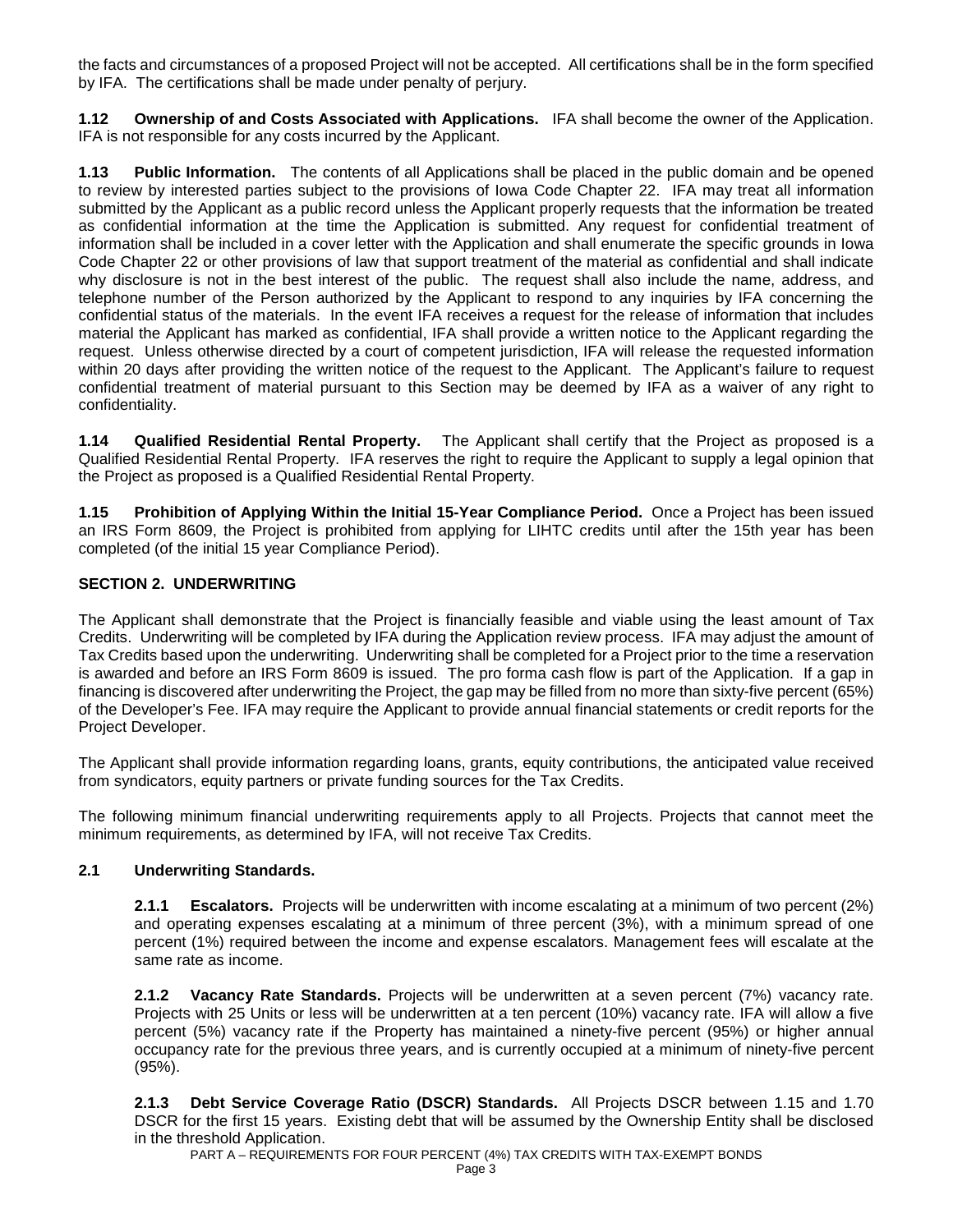the facts and circumstances of a proposed Project will not be accepted. All certifications shall be in the form specified by IFA. The certifications shall be made under penalty of perjury.

**1.12 Ownership of and Costs Associated with Applications.** IFA shall become the owner of the Application. IFA is not responsible for any costs incurred by the Applicant.

**1.13 Public Information.** The contents of all Applications shall be placed in the public domain and be opened to review by interested parties subject to the provisions of Iowa Code Chapter 22. IFA may treat all information submitted by the Applicant as a public record unless the Applicant properly requests that the information be treated as confidential information at the time the Application is submitted. Any request for confidential treatment of information shall be included in a cover letter with the Application and shall enumerate the specific grounds in Iowa Code Chapter 22 or other provisions of law that support treatment of the material as confidential and shall indicate why disclosure is not in the best interest of the public. The request shall also include the name, address, and telephone number of the Person authorized by the Applicant to respond to any inquiries by IFA concerning the confidential status of the materials. In the event IFA receives a request for the release of information that includes material the Applicant has marked as confidential, IFA shall provide a written notice to the Applicant regarding the request. Unless otherwise directed by a court of competent jurisdiction, IFA will release the requested information within 20 days after providing the written notice of the request to the Applicant. The Applicant's failure to request confidential treatment of material pursuant to this Section may be deemed by IFA as a waiver of any right to confidentiality.

**1.14 Qualified Residential Rental Property.** The Applicant shall certify that the Project as proposed is a Qualified Residential Rental Property. IFA reserves the right to require the Applicant to supply a legal opinion that the Project as proposed is a Qualified Residential Rental Property.

**1.15 Prohibition of Applying Within the Initial 15-Year Compliance Period.** Once a Project has been issued an IRS Form 8609, the Project is prohibited from applying for LIHTC credits until after the 15th year has been completed (of the initial 15 year Compliance Period).

## SECTION 2. UNDERWRITING

The Applicant shall demonstrate that the Project is financially feasible and viable using the least amount of Tax Credits. Underwriting will be completed by IFA during the Application review process. IFA may adjust the amount of Tax Credits based upon the underwriting. Underwriting shall be completed for a Project prior to the time a reservation is awarded and before an IRS Form 8609 is issued. The pro forma cash flow is part of the Application. If a gap in financing is discovered after underwriting the Project, the gap may be filled from no more than sixty-five percent (65%) of the Developer's Fee. IFA may require the Applicant to provide annual financial statements or credit reports for the Project Developer.

The Applicant shall provide information regarding loans, grants, equity contributions, the anticipated value received from syndicators, equity partners or private funding sources for the Tax Credits.

The following minimum financial underwriting requirements apply to all Projects. Projects that cannot meet the minimum requirements, as determined by IFA, will not receive Tax Credits.

### 2.1 Underwriting Standards.

**2.1.1 Escalators.** Projects will be underwritten with income escalating at a minimum of two percent (2%) and operating expenses escalating at a minimum of three percent (3%), with a minimum spread of one percent (1%) required between the income and expense escalators. Management fees will escalate at the same rate as income.

**2.1.2 Vacancy Rate Standards.** Projects will be underwritten at a seven percent (7%) vacancy rate. Projects with 25 Units or less will be underwritten at a ten percent (10%) vacancy rate. IFA will allow a five percent (5%) vacancy rate if the Property has maintained a ninety-five percent (95%) or higher annual occupancy rate for the previous three years, and is currently occupied at a minimum of ninety-five percent (95%).

**2.1.3 Debt Service Coverage Ratio (DSCR) Standards.** All Projects DSCR between 1.15 and 1.70 DSCR for the first 15 years. Existing debt that will be assumed by the Ownership Entity shall be disclosed in the threshold Application.

PART A – REQUIREMENTS FOR FOUR PERCENT (4%) TAX CREDITS WITH TAX-EXEMPT BONDS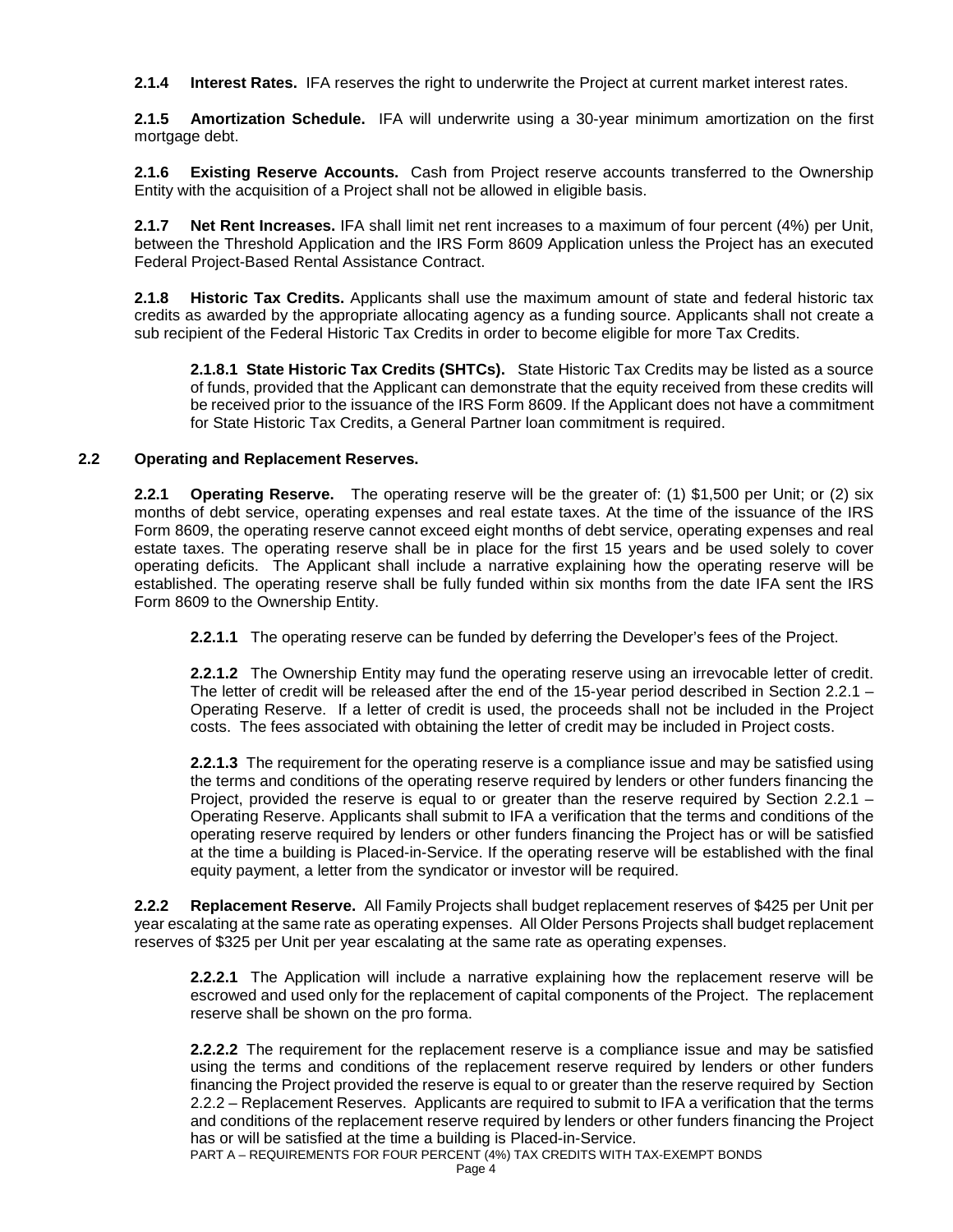**2.1.4 Interest Rates.** IFA reserves the right to underwrite the Project at current market interest rates.

**2.1.5 Amortization Schedule.** IFA will underwrite using a 30-year minimum amortization on the first mortgage debt.

**2.1.6 Existing Reserve Accounts.** Cash from Project reserve accounts transferred to the Ownership Entity with the acquisition of a Project shall not be allowed in eligible basis.

**2.1.7 Net Rent Increases.** IFA shall limit net rent increases to a maximum of four percent (4%) per Unit, between the Threshold Application and the IRS Form 8609 Application unless the Project has an executed Federal Project-Based Rental Assistance Contract.

**2.1.8 Historic Tax Credits.** Applicants shall use the maximum amount of state and federal historic tax credits as awarded by the appropriate allocating agency as a funding source. Applicants shall not create a sub recipient of the Federal Historic Tax Credits in order to become eligible for more Tax Credits.

**2.1.8.1 State Historic Tax Credits (SHTCs).** State Historic Tax Credits may be listed as a source of funds, provided that the Applicant can demonstrate that the equity received from these credits will be received prior to the issuance of the IRS Form 8609. If the Applicant does not have a commitment for State Historic Tax Credits, a General Partner loan commitment is required.

### 2.2 Operating and Replacement Reserves.

**2.2.1 Operating Reserve.** The operating reserve will be the greater of: (1) $1,500 per Unit; or (2) six months of debt service, operating expenses and real estate taxes. At the time of the issuance of the IRS Form 8609, the operating reserve cannot exceed eight months of debt service, operating expenses and real estate taxes. The operating reserve shall be in place for the first 15 years and be used solely to cover operating deficits. The Applicant shall include a narrative explaining how the operating reserve will be established. The operating reserve shall be fully funded within six months from the date IFA sent the IRS Form 8609 to the Ownership Entity.

**2.2.1.1** The operating reserve can be funded by deferring the Developer's fees of the Project.

**2.2.1.2** The Ownership Entity may fund the operating reserve using an irrevocable letter of credit. The letter of credit will be released after the end of the 15-year period described in Section 2.2.1 – Operating Reserve. If a letter of credit is used, the proceeds shall not be included in the Project costs. The fees associated with obtaining the letter of credit may be included in Project costs.

**2.2.1.3** The requirement for the operating reserve is a compliance issue and may be satisfied using the terms and conditions of the operating reserve required by lenders or other funders financing the Project, provided the reserve is equal to or greater than the reserve required by Section 2.2.1 – Operating Reserve. Applicants shall submit to IFA a verification that the terms and conditions of the operating reserve required by lenders or other funders financing the Project has or will be satisfied at the time a building is Placed-in-Service. If the operating reserve will be established with the final equity payment, a letter from the syndicator or investor will be required.

**2.2.2 Replacement Reserve.** All Family Projects shall budget replacement reserves of $425 per Unit per year escalating at the same rate as operating expenses. All Older Persons Projects shall budget replacement reserves of $325 per Unit per year escalating at the same rate as operating expenses.

**2.2.2.1** The Application will include a narrative explaining how the replacement reserve will be escrowed and used only for the replacement of capital components of the Project. The replacement reserve shall be shown on the pro forma.

**2.2.2.2** The requirement for the replacement reserve is a compliance issue and may be satisfied using the terms and conditions of the replacement reserve required by lenders or other funders financing the Project provided the reserve is equal to or greater than the reserve required by Section 2.2.2 – Replacement Reserves. Applicants are required to submit to IFA a verification that the terms and conditions of the replacement reserve required by lenders or other funders financing the Project has or will be satisfied at the time a building is Placed-in-Service.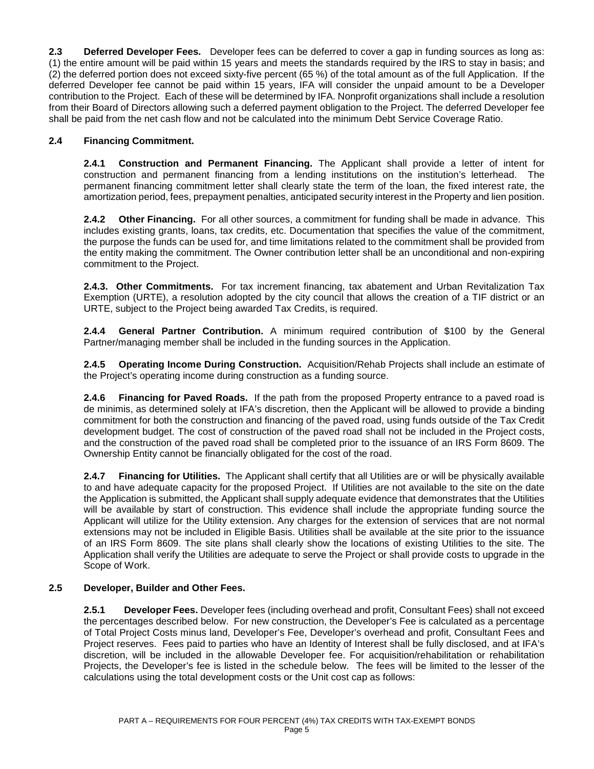**2.3 Deferred Developer Fees.** Developer fees can be deferred to cover a gap in funding sources as long as: (1) the entire amount will be paid within 15 years and meets the standards required by the IRS to stay in basis; and (2) the deferred portion does not exceed sixty-five percent (65 %) of the total amount as of the full Application. If the deferred Developer fee cannot be paid within 15 years, IFA will consider the unpaid amount to be a Developer contribution to the Project. Each of these will be determined by IFA. Nonprofit organizations shall include a resolution from their Board of Directors allowing such a deferred payment obligation to the Project. The deferred Developer fee shall be paid from the net cash flow and not be calculated into the minimum Debt Service Coverage Ratio.

**2.4 Financing Commitment.**

**2.4.1 Construction and Permanent Financing.** The Applicant shall provide a letter of intent for construction and permanent financing from a lending institutions on the institution's letterhead. The permanent financing commitment letter shall clearly state the term of the loan, the fixed interest rate, the amortization period, fees, prepayment penalties, anticipated security interest in the Property and lien position.

**2.4.2 Other Financing.** For all other sources, a commitment for funding shall be made in advance. This includes existing grants, loans, tax credits, etc. Documentation that specifies the value of the commitment, the purpose the funds can be used for, and time limitations related to the commitment shall be provided from the entity making the commitment. The Owner contribution letter shall be an unconditional and non-expiring commitment to the Project.

**2.4.3. Other Commitments.** For tax increment financing, tax abatement and Urban Revitalization Tax Exemption (URTE), a resolution adopted by the city council that allows the creation of a TIF district or an URTE, subject to the Project being awarded Tax Credits, is required.

**2.4.4 General Partner Contribution.** A minimum required contribution of $100 by the General Partner/managing member shall be included in the funding sources in the Application.

**2.4.5 Operating Income During Construction.** Acquisition/Rehab Projects shall include an estimate of the Project's operating income during construction as a funding source.

**2.4.6 Financing for Paved Roads.** If the path from the proposed Property entrance to a paved road is de minimis, as determined solely at IFA's discretion, then the Applicant will be allowed to provide a binding commitment for both the construction and financing of the paved road, using funds outside of the Tax Credit development budget. The cost of construction of the paved road shall not be included in the Project costs, and the construction of the paved road shall be completed prior to the issuance of an IRS Form 8609. The Ownership Entity cannot be financially obligated for the cost of the road.

**2.4.7 Financing for Utilities.** The Applicant shall certify that all Utilities are or will be physically available to and have adequate capacity for the proposed Project. If Utilities are not available to the site on the date the Application is submitted, the Applicant shall supply adequate evidence that demonstrates that the Utilities will be available by start of construction. This evidence shall include the appropriate funding source the Applicant will utilize for the Utility extension. Any charges for the extension of services that are not normal extensions may not be included in Eligible Basis. Utilities shall be available at the site prior to the issuance of an IRS Form 8609. The site plans shall clearly show the locations of existing Utilities to the site. The Application shall verify the Utilities are adequate to serve the Project or shall provide costs to upgrade in the Scope of Work.

**2.5 Developer, Builder and Other Fees.**

**2.5.1 Developer Fees.** Developer fees (including overhead and profit, Consultant Fees) shall not exceed the percentages described below. For new construction, the Developer's Fee is calculated as a percentage of Total Project Costs minus land, Developer's Fee, Developer's overhead and profit, Consultant Fees and Project reserves. Fees paid to parties who have an Identity of Interest shall be fully disclosed, and at IFA's discretion, will be included in the allowable Developer fee. For acquisition/rehabilitation or rehabilitation Projects, the Developer's fee is listed in the schedule below. The fees will be limited to the lesser of the calculations using the total development costs or the Unit cost cap as follows: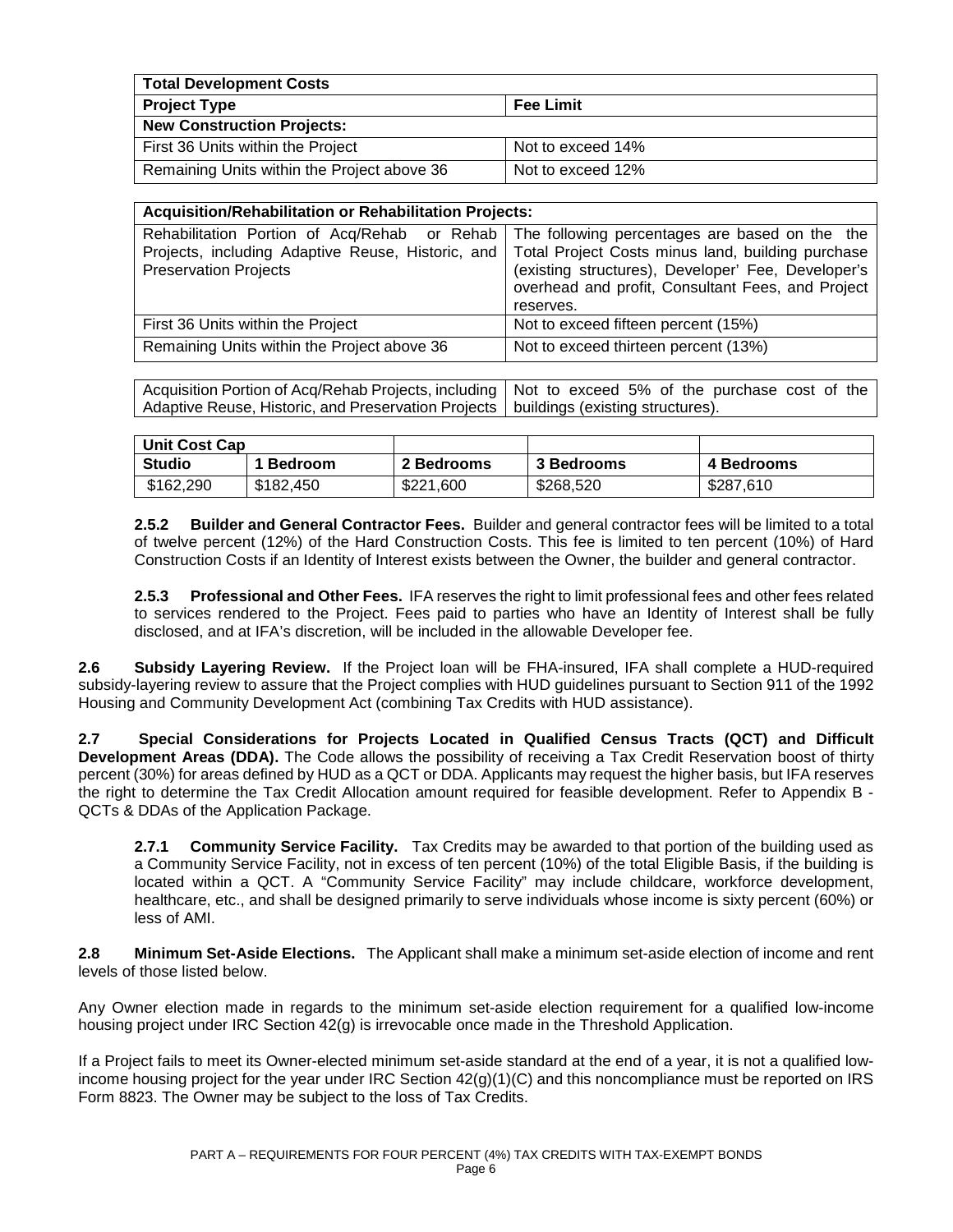| Total Development Costs | |
|---|---|
| **Project Type** | **Fee Limit** |
| **New Construction Projects:** | |
| First 36 Units within the Project | Not to exceed 14% |
| Remaining Units within the Project above 36 | Not to exceed 12% |

| Acquisition/Rehabilitation or Rehabilitation Projects: | |
|---|---|
| Rehabilitation Portion of Acq/Rehab or Rehab Projects, including Adaptive Reuse, Historic, and Preservation Projects | The following percentages are based on the the Total Project Costs minus land, building purchase (existing structures), Developer' Fee, Developer's overhead and profit, Consultant Fees, and Project reserves. |
| First 36 Units within the Project | Not to exceed fifteen percent (15%) |
| Remaining Units within the Project above 36 | Not to exceed thirteen percent (13%) |

| | |
|---|---|
| Acquisition Portion of Acq/Rehab Projects, including Adaptive Reuse, Historic, and Preservation Projects | Not to exceed 5% of the purchase cost of the buildings (existing structures). |

| Unit Cost Cap | | | | |
|---|---|---|---|---|
| **Studio** | **1 Bedroom** | **2 Bedrooms** | **3 Bedrooms** | **4 Bedrooms** |
| $162,290 | $182,450 | $221,600 | $268,520 | $287,610 |

**2.5.2 Builder and General Contractor Fees.** Builder and general contractor fees will be limited to a total of twelve percent (12%) of the Hard Construction Costs. This fee is limited to ten percent (10%) of Hard Construction Costs if an Identity of Interest exists between the Owner, the builder and general contractor.

**2.5.3 Professional and Other Fees.** IFA reserves the right to limit professional fees and other fees related to services rendered to the Project. Fees paid to parties who have an Identity of Interest shall be fully disclosed, and at IFA's discretion, will be included in the allowable Developer fee.

**2.6 Subsidy Layering Review.** If the Project loan will be FHA-insured, IFA shall complete a HUD-required subsidy-layering review to assure that the Project complies with HUD guidelines pursuant to Section 911 of the 1992 Housing and Community Development Act (combining Tax Credits with HUD assistance).

**2.7 Special Considerations for Projects Located in Qualified Census Tracts (QCT) and Difficult Development Areas (DDA).** The Code allows the possibility of receiving a Tax Credit Reservation boost of thirty percent (30%) for areas defined by HUD as a QCT or DDA. Applicants may request the higher basis, but IFA reserves the right to determine the Tax Credit Allocation amount required for feasible development. Refer to Appendix B - QCTs & DDAs of the Application Package.

**2.7.1 Community Service Facility.** Tax Credits may be awarded to that portion of the building used as a Community Service Facility, not in excess of ten percent (10%) of the total Eligible Basis, if the building is located within a QCT. A "Community Service Facility" may include childcare, workforce development, healthcare, etc., and shall be designed primarily to serve individuals whose income is sixty percent (60%) or less of AMI.

**2.8 Minimum Set-Aside Elections.** The Applicant shall make a minimum set-aside election of income and rent levels of those listed below.

Any Owner election made in regards to the minimum set-aside election requirement for a qualified low-income housing project under IRC Section 42(g) is irrevocable once made in the Threshold Application.

If a Project fails to meet its Owner-elected minimum set-aside standard at the end of a year, it is not a qualified low-income housing project for the year under IRC Section 42(g)(1)(C) and this noncompliance must be reported on IRS Form 8823. The Owner may be subject to the loss of Tax Credits.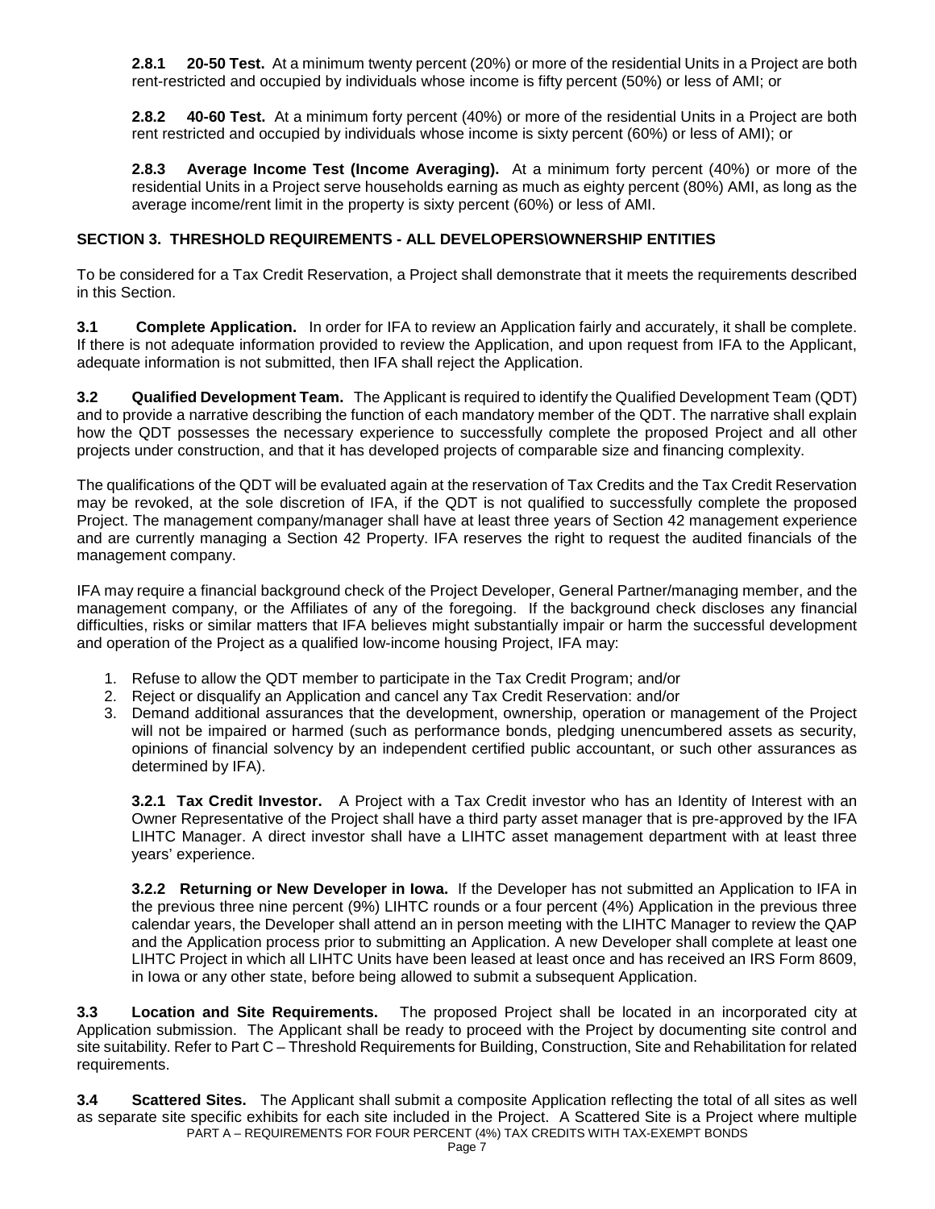**2.8.1 20-50 Test.** At a minimum twenty percent (20%) or more of the residential Units in a Project are both rent-restricted and occupied by individuals whose income is fifty percent (50%) or less of AMI; or

**2.8.2 40-60 Test.** At a minimum forty percent (40%) or more of the residential Units in a Project are both rent restricted and occupied by individuals whose income is sixty percent (60%) or less of AMI); or

**2.8.3 Average Income Test (Income Averaging).** At a minimum forty percent (40%) or more of the residential Units in a Project serve households earning as much as eighty percent (80%) AMI, as long as the average income/rent limit in the property is sixty percent (60%) or less of AMI.

## SECTION 3. THRESHOLD REQUIREMENTS - ALL DEVELOPERS\OWNERSHIP ENTITIES

To be considered for a Tax Credit Reservation, a Project shall demonstrate that it meets the requirements described in this Section.

**3.1 Complete Application.** In order for IFA to review an Application fairly and accurately, it shall be complete. If there is not adequate information provided to review the Application, and upon request from IFA to the Applicant, adequate information is not submitted, then IFA shall reject the Application.

**3.2 Qualified Development Team.** The Applicant is required to identify the Qualified Development Team (QDT) and to provide a narrative describing the function of each mandatory member of the QDT. The narrative shall explain how the QDT possesses the necessary experience to successfully complete the proposed Project and all other projects under construction, and that it has developed projects of comparable size and financing complexity.

The qualifications of the QDT will be evaluated again at the reservation of Tax Credits and the Tax Credit Reservation may be revoked, at the sole discretion of IFA, if the QDT is not qualified to successfully complete the proposed Project. The management company/manager shall have at least three years of Section 42 management experience and are currently managing a Section 42 Property. IFA reserves the right to request the audited financials of the management company.

IFA may require a financial background check of the Project Developer, General Partner/managing member, and the management company, or the Affiliates of any of the foregoing. If the background check discloses any financial difficulties, risks or similar matters that IFA believes might substantially impair or harm the successful development and operation of the Project as a qualified low-income housing Project, IFA may:

1. Refuse to allow the QDT member to participate in the Tax Credit Program; and/or
2. Reject or disqualify an Application and cancel any Tax Credit Reservation: and/or
3. Demand additional assurances that the development, ownership, operation or management of the Project will not be impaired or harmed (such as performance bonds, pledging unencumbered assets as security, opinions of financial solvency by an independent certified public accountant, or such other assurances as determined by IFA).

**3.2.1 Tax Credit Investor.** A Project with a Tax Credit investor who has an Identity of Interest with an Owner Representative of the Project shall have a third party asset manager that is pre-approved by the IFA LIHTC Manager. A direct investor shall have a LIHTC asset management department with at least three years' experience.

**3.2.2 Returning or New Developer in Iowa.** If the Developer has not submitted an Application to IFA in the previous three nine percent (9%) LIHTC rounds or a four percent (4%) Application in the previous three calendar years, the Developer shall attend an in person meeting with the LIHTC Manager to review the QAP and the Application process prior to submitting an Application. A new Developer shall complete at least one LIHTC Project in which all LIHTC Units have been leased at least once and has received an IRS Form 8609, in Iowa or any other state, before being allowed to submit a subsequent Application.

**3.3 Location and Site Requirements.** The proposed Project shall be located in an incorporated city at Application submission. The Applicant shall be ready to proceed with the Project by documenting site control and site suitability. Refer to Part C – Threshold Requirements for Building, Construction, Site and Rehabilitation for related requirements.

**3.4 Scattered Sites.** The Applicant shall submit a composite Application reflecting the total of all sites as well as separate site specific exhibits for each site included in the Project. A Scattered Site is a Project where multiple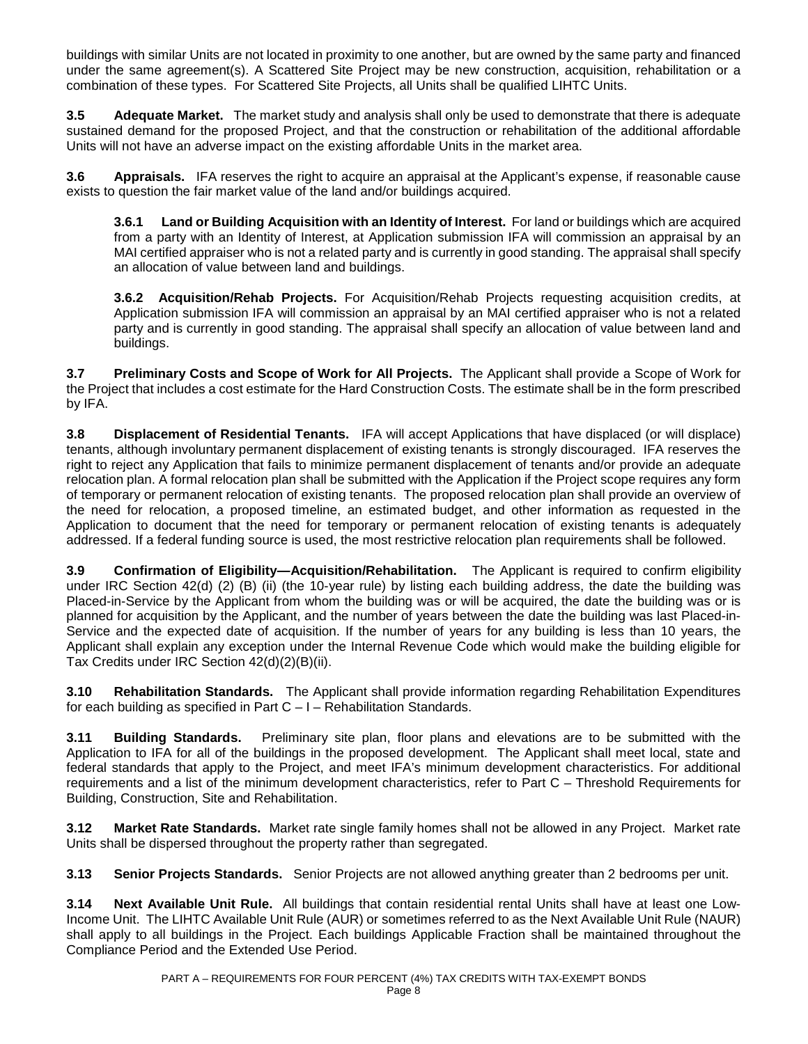buildings with similar Units are not located in proximity to one another, but are owned by the same party and financed under the same agreement(s). A Scattered Site Project may be new construction, acquisition, rehabilitation or a combination of these types. For Scattered Site Projects, all Units shall be qualified LIHTC Units.

**3.5 Adequate Market.** The market study and analysis shall only be used to demonstrate that there is adequate sustained demand for the proposed Project, and that the construction or rehabilitation of the additional affordable Units will not have an adverse impact on the existing affordable Units in the market area.

**3.6 Appraisals.** IFA reserves the right to acquire an appraisal at the Applicant's expense, if reasonable cause exists to question the fair market value of the land and/or buildings acquired.

**3.6.1 Land or Building Acquisition with an Identity of Interest.** For land or buildings which are acquired from a party with an Identity of Interest, at Application submission IFA will commission an appraisal by an MAI certified appraiser who is not a related party and is currently in good standing. The appraisal shall specify an allocation of value between land and buildings.

**3.6.2 Acquisition/Rehab Projects.** For Acquisition/Rehab Projects requesting acquisition credits, at Application submission IFA will commission an appraisal by an MAI certified appraiser who is not a related party and is currently in good standing. The appraisal shall specify an allocation of value between land and buildings.

**3.7 Preliminary Costs and Scope of Work for All Projects.** The Applicant shall provide a Scope of Work for the Project that includes a cost estimate for the Hard Construction Costs. The estimate shall be in the form prescribed by IFA.

**3.8 Displacement of Residential Tenants.** IFA will accept Applications that have displaced (or will displace) tenants, although involuntary permanent displacement of existing tenants is strongly discouraged. IFA reserves the right to reject any Application that fails to minimize permanent displacement of tenants and/or provide an adequate relocation plan. A formal relocation plan shall be submitted with the Application if the Project scope requires any form of temporary or permanent relocation of existing tenants. The proposed relocation plan shall provide an overview of the need for relocation, a proposed timeline, an estimated budget, and other information as requested in the Application to document that the need for temporary or permanent relocation of existing tenants is adequately addressed. If a federal funding source is used, the most restrictive relocation plan requirements shall be followed.

**3.9 Confirmation of Eligibility—Acquisition/Rehabilitation.** The Applicant is required to confirm eligibility under IRC Section 42(d) (2) (B) (ii) (the 10-year rule) by listing each building address, the date the building was Placed-in-Service by the Applicant from whom the building was or will be acquired, the date the building was or is planned for acquisition by the Applicant, and the number of years between the date the building was last Placed-in-Service and the expected date of acquisition. If the number of years for any building is less than 10 years, the Applicant shall explain any exception under the Internal Revenue Code which would make the building eligible for Tax Credits under IRC Section 42(d)(2)(B)(ii).

**3.10 Rehabilitation Standards.** The Applicant shall provide information regarding Rehabilitation Expenditures for each building as specified in Part C – I – Rehabilitation Standards.

**3.11 Building Standards.** Preliminary site plan, floor plans and elevations are to be submitted with the Application to IFA for all of the buildings in the proposed development. The Applicant shall meet local, state and federal standards that apply to the Project, and meet IFA's minimum development characteristics. For additional requirements and a list of the minimum development characteristics, refer to Part C – Threshold Requirements for Building, Construction, Site and Rehabilitation.

**3.12 Market Rate Standards.** Market rate single family homes shall not be allowed in any Project. Market rate Units shall be dispersed throughout the property rather than segregated.

**3.13 Senior Projects Standards.** Senior Projects are not allowed anything greater than 2 bedrooms per unit.

**3.14 Next Available Unit Rule.** All buildings that contain residential rental Units shall have at least one Low-Income Unit. The LIHTC Available Unit Rule (AUR) or sometimes referred to as the Next Available Unit Rule (NAUR) shall apply to all buildings in the Project. Each buildings Applicable Fraction shall be maintained throughout the Compliance Period and the Extended Use Period.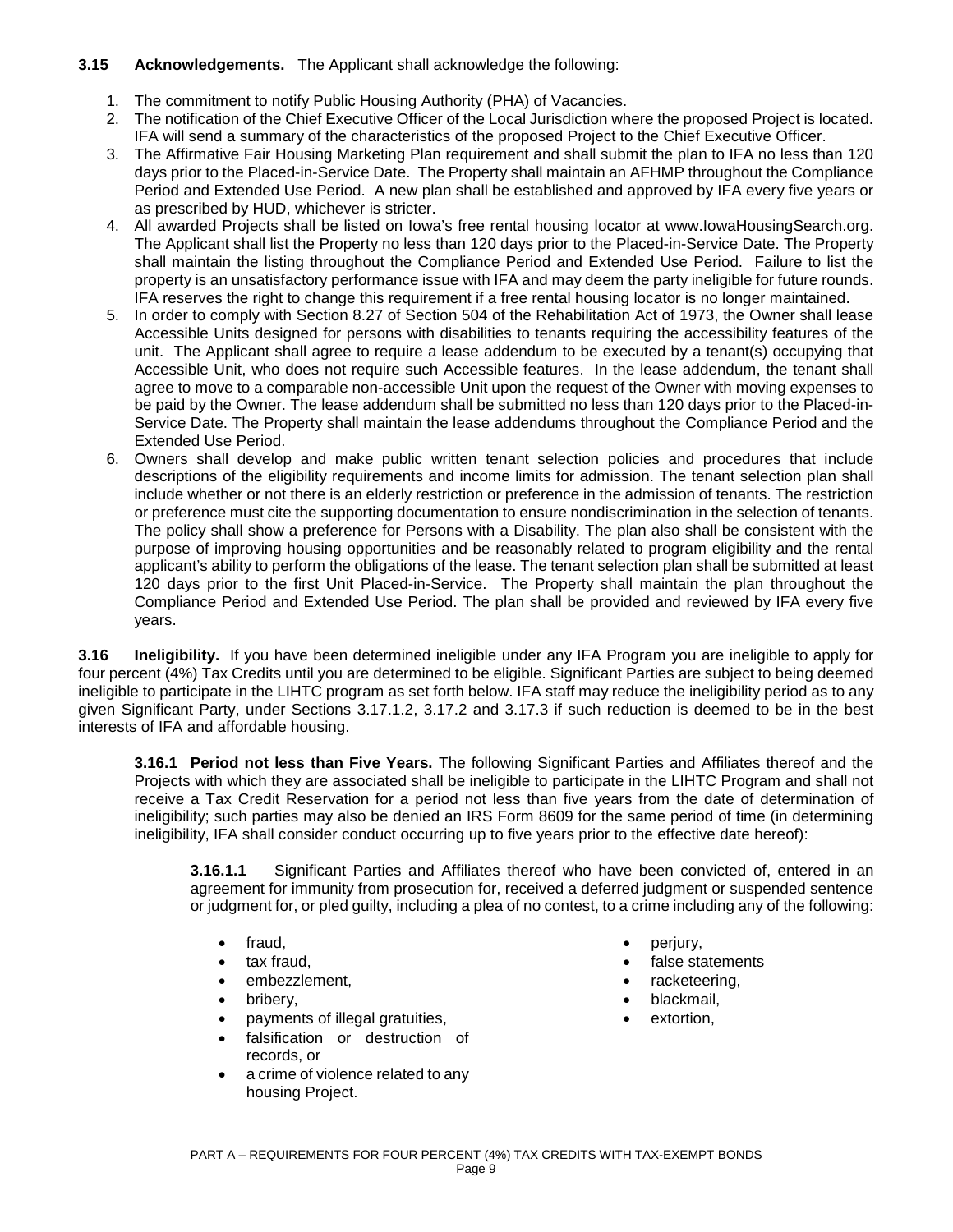**3.15 Acknowledgements.** The Applicant shall acknowledge the following:

1. The commitment to notify Public Housing Authority (PHA) of Vacancies.
2. The notification of the Chief Executive Officer of the Local Jurisdiction where the proposed Project is located. IFA will send a summary of the characteristics of the proposed Project to the Chief Executive Officer.
3. The Affirmative Fair Housing Marketing Plan requirement and shall submit the plan to IFA no less than 120 days prior to the Placed-in-Service Date. The Property shall maintain an AFHMP throughout the Compliance Period and Extended Use Period. A new plan shall be established and approved by IFA every five years or as prescribed by HUD, whichever is stricter.
4. All awarded Projects shall be listed on Iowa's free rental housing locator at www.IowaHousingSearch.org. The Applicant shall list the Property no less than 120 days prior to the Placed-in-Service Date. The Property shall maintain the listing throughout the Compliance Period and Extended Use Period. Failure to list the property is an unsatisfactory performance issue with IFA and may deem the party ineligible for future rounds. IFA reserves the right to change this requirement if a free rental housing locator is no longer maintained.
5. In order to comply with Section 8.27 of Section 504 of the Rehabilitation Act of 1973, the Owner shall lease Accessible Units designed for persons with disabilities to tenants requiring the accessibility features of the unit. The Applicant shall agree to require a lease addendum to be executed by a tenant(s) occupying that Accessible Unit, who does not require such Accessible features. In the lease addendum, the tenant shall agree to move to a comparable non-accessible Unit upon the request of the Owner with moving expenses to be paid by the Owner. The lease addendum shall be submitted no less than 120 days prior to the Placed-in-Service Date. The Property shall maintain the lease addendums throughout the Compliance Period and the Extended Use Period.
6. Owners shall develop and make public written tenant selection policies and procedures that include descriptions of the eligibility requirements and income limits for admission. The tenant selection plan shall include whether or not there is an elderly restriction or preference in the admission of tenants. The restriction or preference must cite the supporting documentation to ensure nondiscrimination in the selection of tenants. The policy shall show a preference for Persons with a Disability. The plan also shall be consistent with the purpose of improving housing opportunities and be reasonably related to program eligibility and the rental applicant's ability to perform the obligations of the lease. The tenant selection plan shall be submitted at least 120 days prior to the first Unit Placed-in-Service. The Property shall maintain the plan throughout the Compliance Period and Extended Use Period. The plan shall be provided and reviewed by IFA every five years.

**3.16 Ineligibility.** If you have been determined ineligible under any IFA Program you are ineligible to apply for four percent (4%) Tax Credits until you are determined to be eligible. Significant Parties are subject to being deemed ineligible to participate in the LIHTC program as set forth below. IFA staff may reduce the ineligibility period as to any given Significant Party, under Sections 3.17.1.2, 3.17.2 and 3.17.3 if such reduction is deemed to be in the best interests of IFA and affordable housing.

**3.16.1 Period not less than Five Years.** The following Significant Parties and Affiliates thereof and the Projects with which they are associated shall be ineligible to participate in the LIHTC Program and shall not receive a Tax Credit Reservation for a period not less than five years from the date of determination of ineligibility; such parties may also be denied an IRS Form 8609 for the same period of time (in determining ineligibility, IFA shall consider conduct occurring up to five years prior to the effective date hereof):

**3.16.1.1** Significant Parties and Affiliates thereof who have been convicted of, entered in an agreement for immunity from prosecution for, received a deferred judgment or suspended sentence or judgment for, or pled guilty, including a plea of no contest, to a crime including any of the following:

- fraud,
- tax fraud,
- embezzlement,
- bribery,
- payments of illegal gratuities,
- falsification or destruction of records, or
- a crime of violence related to any housing Project.
- perjury,
- false statements
- racketeering,
- blackmail,
- extortion,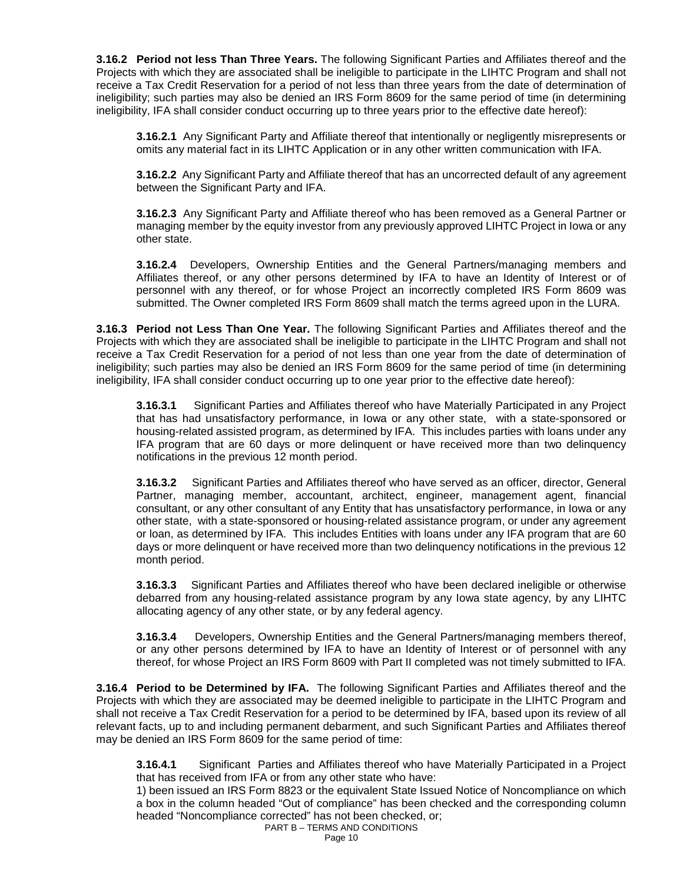**3.16.2 Period not less Than Three Years.** The following Significant Parties and Affiliates thereof and the Projects with which they are associated shall be ineligible to participate in the LIHTC Program and shall not receive a Tax Credit Reservation for a period of not less than three years from the date of determination of ineligibility; such parties may also be denied an IRS Form 8609 for the same period of time (in determining ineligibility, IFA shall consider conduct occurring up to three years prior to the effective date hereof):

**3.16.2.1** Any Significant Party and Affiliate thereof that intentionally or negligently misrepresents or omits any material fact in its LIHTC Application or in any other written communication with IFA.

**3.16.2.2** Any Significant Party and Affiliate thereof that has an uncorrected default of any agreement between the Significant Party and IFA.

**3.16.2.3** Any Significant Party and Affiliate thereof who has been removed as a General Partner or managing member by the equity investor from any previously approved LIHTC Project in Iowa or any other state.

**3.16.2.4** Developers, Ownership Entities and the General Partners/managing members and Affiliates thereof, or any other persons determined by IFA to have an Identity of Interest or of personnel with any thereof, or for whose Project an incorrectly completed IRS Form 8609 was submitted. The Owner completed IRS Form 8609 shall match the terms agreed upon in the LURA.

**3.16.3 Period not Less Than One Year.** The following Significant Parties and Affiliates thereof and the Projects with which they are associated shall be ineligible to participate in the LIHTC Program and shall not receive a Tax Credit Reservation for a period of not less than one year from the date of determination of ineligibility; such parties may also be denied an IRS Form 8609 for the same period of time (in determining ineligibility, IFA shall consider conduct occurring up to one year prior to the effective date hereof):

**3.16.3.1** Significant Parties and Affiliates thereof who have Materially Participated in any Project that has had unsatisfactory performance, in Iowa or any other state, with a state-sponsored or housing-related assisted program, as determined by IFA. This includes parties with loans under any IFA program that are 60 days or more delinquent or have received more than two delinquency notifications in the previous 12 month period.

**3.16.3.2** Significant Parties and Affiliates thereof who have served as an officer, director, General Partner, managing member, accountant, architect, engineer, management agent, financial consultant, or any other consultant of any Entity that has unsatisfactory performance, in Iowa or any other state, with a state-sponsored or housing-related assistance program, or under any agreement or loan, as determined by IFA. This includes Entities with loans under any IFA program that are 60 days or more delinquent or have received more than two delinquency notifications in the previous 12 month period.

**3.16.3.3** Significant Parties and Affiliates thereof who have been declared ineligible or otherwise debarred from any housing-related assistance program by any Iowa state agency, by any LIHTC allocating agency of any other state, or by any federal agency.

**3.16.3.4** Developers, Ownership Entities and the General Partners/managing members thereof, or any other persons determined by IFA to have an Identity of Interest or of personnel with any thereof, for whose Project an IRS Form 8609 with Part II completed was not timely submitted to IFA.

**3.16.4 Period to be Determined by IFA.** The following Significant Parties and Affiliates thereof and the Projects with which they are associated may be deemed ineligible to participate in the LIHTC Program and shall not receive a Tax Credit Reservation for a period to be determined by IFA, based upon its review of all relevant facts, up to and including permanent debarment, and such Significant Parties and Affiliates thereof may be denied an IRS Form 8609 for the same period of time:

**3.16.4.1** Significant Parties and Affiliates thereof who have Materially Participated in a Project that has received from IFA or from any other state who have:

1) been issued an IRS Form 8823 or the equivalent State Issued Notice of Noncompliance on which a box in the column headed "Out of compliance" has been checked and the corresponding column headed "Noncompliance corrected" has not been checked, or;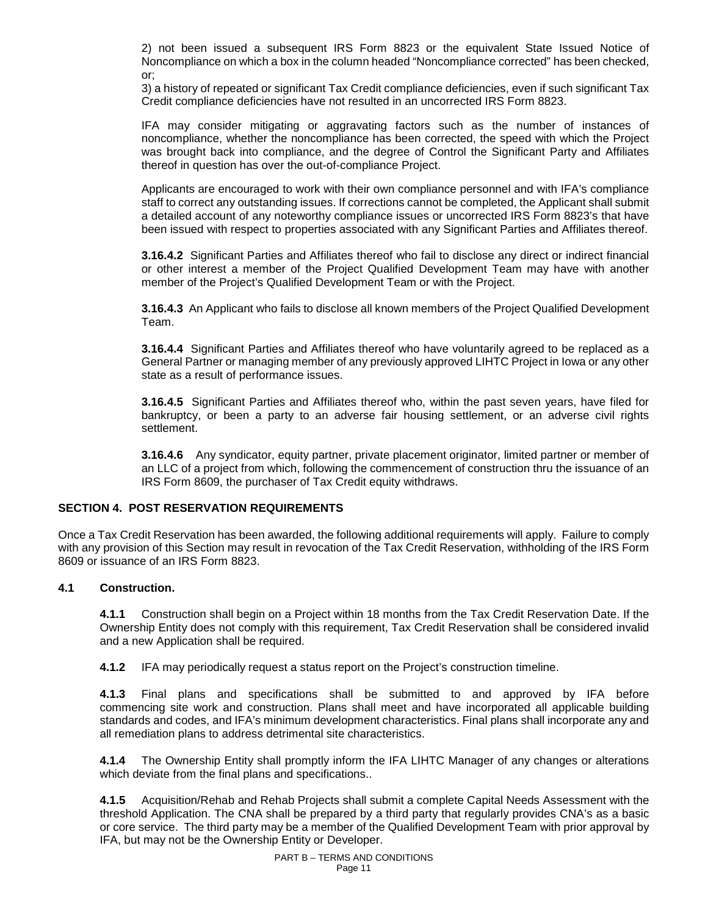2) not been issued a subsequent IRS Form 8823 or the equivalent State Issued Notice of Noncompliance on which a box in the column headed "Noncompliance corrected" has been checked, or;

3) a history of repeated or significant Tax Credit compliance deficiencies, even if such significant Tax Credit compliance deficiencies have not resulted in an uncorrected IRS Form 8823.

IFA may consider mitigating or aggravating factors such as the number of instances of noncompliance, whether the noncompliance has been corrected, the speed with which the Project was brought back into compliance, and the degree of Control the Significant Party and Affiliates thereof in question has over the out-of-compliance Project.

Applicants are encouraged to work with their own compliance personnel and with IFA's compliance staff to correct any outstanding issues. If corrections cannot be completed, the Applicant shall submit a detailed account of any noteworthy compliance issues or uncorrected IRS Form 8823's that have been issued with respect to properties associated with any Significant Parties and Affiliates thereof.

**3.16.4.2** Significant Parties and Affiliates thereof who fail to disclose any direct or indirect financial or other interest a member of the Project Qualified Development Team may have with another member of the Project's Qualified Development Team or with the Project.

**3.16.4.3** An Applicant who fails to disclose all known members of the Project Qualified Development Team.

**3.16.4.4** Significant Parties and Affiliates thereof who have voluntarily agreed to be replaced as a General Partner or managing member of any previously approved LIHTC Project in Iowa or any other state as a result of performance issues.

**3.16.4.5** Significant Parties and Affiliates thereof who, within the past seven years, have filed for bankruptcy, or been a party to an adverse fair housing settlement, or an adverse civil rights settlement.

**3.16.4.6** Any syndicator, equity partner, private placement originator, limited partner or member of an LLC of a project from which, following the commencement of construction thru the issuance of an IRS Form 8609, the purchaser of Tax Credit equity withdraws.

## SECTION 4. POST RESERVATION REQUIREMENTS

Once a Tax Credit Reservation has been awarded, the following additional requirements will apply. Failure to comply with any provision of this Section may result in revocation of the Tax Credit Reservation, withholding of the IRS Form 8609 or issuance of an IRS Form 8823.

### 4.1 Construction.

**4.1.1** Construction shall begin on a Project within 18 months from the Tax Credit Reservation Date. If the Ownership Entity does not comply with this requirement, Tax Credit Reservation shall be considered invalid and a new Application shall be required.

**4.1.2** IFA may periodically request a status report on the Project's construction timeline.

**4.1.3** Final plans and specifications shall be submitted to and approved by IFA before commencing site work and construction. Plans shall meet and have incorporated all applicable building standards and codes, and IFA's minimum development characteristics. Final plans shall incorporate any and all remediation plans to address detrimental site characteristics.

**4.1.4** The Ownership Entity shall promptly inform the IFA LIHTC Manager of any changes or alterations which deviate from the final plans and specifications..

**4.1.5** Acquisition/Rehab and Rehab Projects shall submit a complete Capital Needs Assessment with the threshold Application. The CNA shall be prepared by a third party that regularly provides CNA's as a basic or core service. The third party may be a member of the Qualified Development Team with prior approval by IFA, but may not be the Ownership Entity or Developer.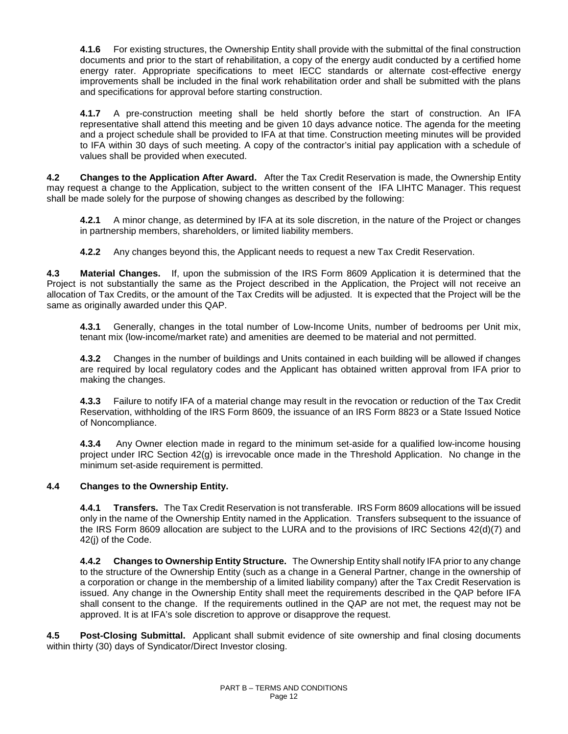**4.1.6** For existing structures, the Ownership Entity shall provide with the submittal of the final construction documents and prior to the start of rehabilitation, a copy of the energy audit conducted by a certified home energy rater. Appropriate specifications to meet IECC standards or alternate cost-effective energy improvements shall be included in the final work rehabilitation order and shall be submitted with the plans and specifications for approval before starting construction.

**4.1.7** A pre-construction meeting shall be held shortly before the start of construction. An IFA representative shall attend this meeting and be given 10 days advance notice. The agenda for the meeting and a project schedule shall be provided to IFA at that time. Construction meeting minutes will be provided to IFA within 30 days of such meeting. A copy of the contractor's initial pay application with a schedule of values shall be provided when executed.

**4.2 Changes to the Application After Award.** After the Tax Credit Reservation is made, the Ownership Entity may request a change to the Application, subject to the written consent of the IFA LIHTC Manager. This request shall be made solely for the purpose of showing changes as described by the following:

**4.2.1** A minor change, as determined by IFA at its sole discretion, in the nature of the Project or changes in partnership members, shareholders, or limited liability members.

**4.2.2** Any changes beyond this, the Applicant needs to request a new Tax Credit Reservation.

**4.3 Material Changes.** If, upon the submission of the IRS Form 8609 Application it is determined that the Project is not substantially the same as the Project described in the Application, the Project will not receive an allocation of Tax Credits, or the amount of the Tax Credits will be adjusted. It is expected that the Project will be the same as originally awarded under this QAP.

**4.3.1** Generally, changes in the total number of Low-Income Units, number of bedrooms per Unit mix, tenant mix (low-income/market rate) and amenities are deemed to be material and not permitted.

**4.3.2** Changes in the number of buildings and Units contained in each building will be allowed if changes are required by local regulatory codes and the Applicant has obtained written approval from IFA prior to making the changes.

**4.3.3** Failure to notify IFA of a material change may result in the revocation or reduction of the Tax Credit Reservation, withholding of the IRS Form 8609, the issuance of an IRS Form 8823 or a State Issued Notice of Noncompliance.

**4.3.4** Any Owner election made in regard to the minimum set-aside for a qualified low-income housing project under IRC Section 42(g) is irrevocable once made in the Threshold Application. No change in the minimum set-aside requirement is permitted.

**4.4 Changes to the Ownership Entity.**

**4.4.1 Transfers.** The Tax Credit Reservation is not transferable. IRS Form 8609 allocations will be issued only in the name of the Ownership Entity named in the Application. Transfers subsequent to the issuance of the IRS Form 8609 allocation are subject to the LURA and to the provisions of IRC Sections 42(d)(7) and 42(j) of the Code.

**4.4.2 Changes to Ownership Entity Structure.** The Ownership Entity shall notify IFA prior to any change to the structure of the Ownership Entity (such as a change in a General Partner, change in the ownership of a corporation or change in the membership of a limited liability company) after the Tax Credit Reservation is issued. Any change in the Ownership Entity shall meet the requirements described in the QAP before IFA shall consent to the change. If the requirements outlined in the QAP are not met, the request may not be approved. It is at IFA's sole discretion to approve or disapprove the request.

**4.5 Post-Closing Submittal.** Applicant shall submit evidence of site ownership and final closing documents within thirty (30) days of Syndicator/Direct Investor closing.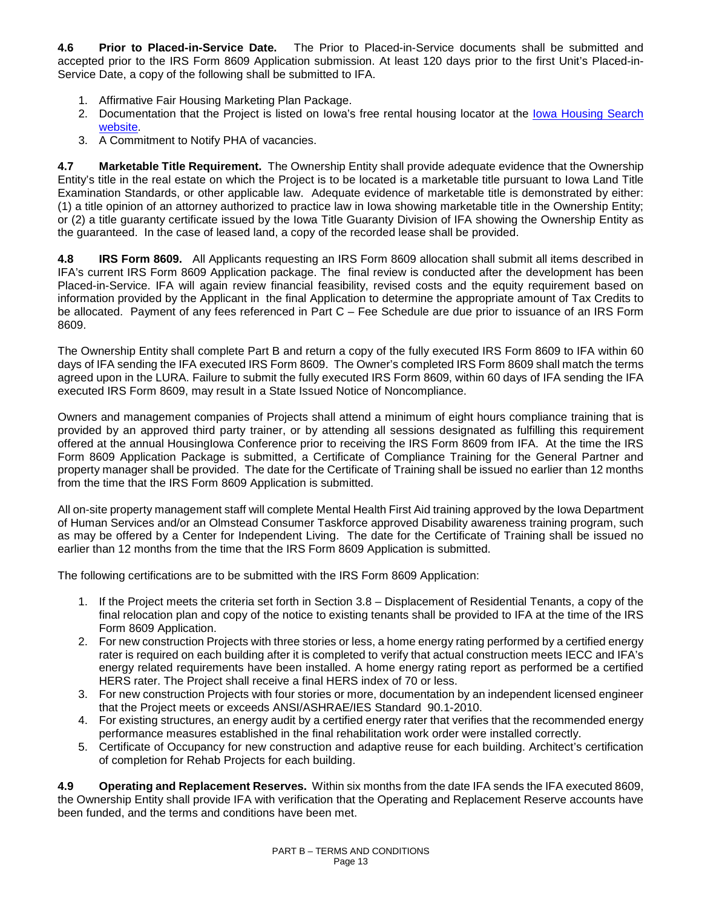**4.6 Prior to Placed-in-Service Date.** The Prior to Placed-in-Service documents shall be submitted and accepted prior to the IRS Form 8609 Application submission. At least 120 days prior to the first Unit's Placed-in-Service Date, a copy of the following shall be submitted to IFA.

1. Affirmative Fair Housing Marketing Plan Package.
2. Documentation that the Project is listed on Iowa's free rental housing locator at the Iowa Housing Search website.
3. A Commitment to Notify PHA of vacancies.

**4.7 Marketable Title Requirement.** The Ownership Entity shall provide adequate evidence that the Ownership Entity's title in the real estate on which the Project is to be located is a marketable title pursuant to Iowa Land Title Examination Standards, or other applicable law. Adequate evidence of marketable title is demonstrated by either: (1) a title opinion of an attorney authorized to practice law in Iowa showing marketable title in the Ownership Entity; or (2) a title guaranty certificate issued by the Iowa Title Guaranty Division of IFA showing the Ownership Entity as the guaranteed. In the case of leased land, a copy of the recorded lease shall be provided.

**4.8 IRS Form 8609.** All Applicants requesting an IRS Form 8609 allocation shall submit all items described in IFA's current IRS Form 8609 Application package. The final review is conducted after the development has been Placed-in-Service. IFA will again review financial feasibility, revised costs and the equity requirement based on information provided by the Applicant in the final Application to determine the appropriate amount of Tax Credits to be allocated. Payment of any fees referenced in Part C – Fee Schedule are due prior to issuance of an IRS Form 8609.

The Ownership Entity shall complete Part B and return a copy of the fully executed IRS Form 8609 to IFA within 60 days of IFA sending the IFA executed IRS Form 8609. The Owner's completed IRS Form 8609 shall match the terms agreed upon in the LURA. Failure to submit the fully executed IRS Form 8609, within 60 days of IFA sending the IFA executed IRS Form 8609, may result in a State Issued Notice of Noncompliance.

Owners and management companies of Projects shall attend a minimum of eight hours compliance training that is provided by an approved third party trainer, or by attending all sessions designated as fulfilling this requirement offered at the annual HousingIowa Conference prior to receiving the IRS Form 8609 from IFA. At the time the IRS Form 8609 Application Package is submitted, a Certificate of Compliance Training for the General Partner and property manager shall be provided. The date for the Certificate of Training shall be issued no earlier than 12 months from the time that the IRS Form 8609 Application is submitted.

All on-site property management staff will complete Mental Health First Aid training approved by the Iowa Department of Human Services and/or an Olmstead Consumer Taskforce approved Disability awareness training program, such as may be offered by a Center for Independent Living. The date for the Certificate of Training shall be issued no earlier than 12 months from the time that the IRS Form 8609 Application is submitted.

The following certifications are to be submitted with the IRS Form 8609 Application:

1. If the Project meets the criteria set forth in Section 3.8 – Displacement of Residential Tenants, a copy of the final relocation plan and copy of the notice to existing tenants shall be provided to IFA at the time of the IRS Form 8609 Application.
2. For new construction Projects with three stories or less, a home energy rating performed by a certified energy rater is required on each building after it is completed to verify that actual construction meets IECC and IFA's energy related requirements have been installed. A home energy rating report as performed be a certified HERS rater. The Project shall receive a final HERS index of 70 or less.
3. For new construction Projects with four stories or more, documentation by an independent licensed engineer that the Project meets or exceeds ANSI/ASHRAE/IES Standard 90.1-2010.
4. For existing structures, an energy audit by a certified energy rater that verifies that the recommended energy performance measures established in the final rehabilitation work order were installed correctly.
5. Certificate of Occupancy for new construction and adaptive reuse for each building. Architect's certification of completion for Rehab Projects for each building.

**4.9 Operating and Replacement Reserves.** Within six months from the date IFA sends the IFA executed 8609, the Ownership Entity shall provide IFA with verification that the Operating and Replacement Reserve accounts have been funded, and the terms and conditions have been met.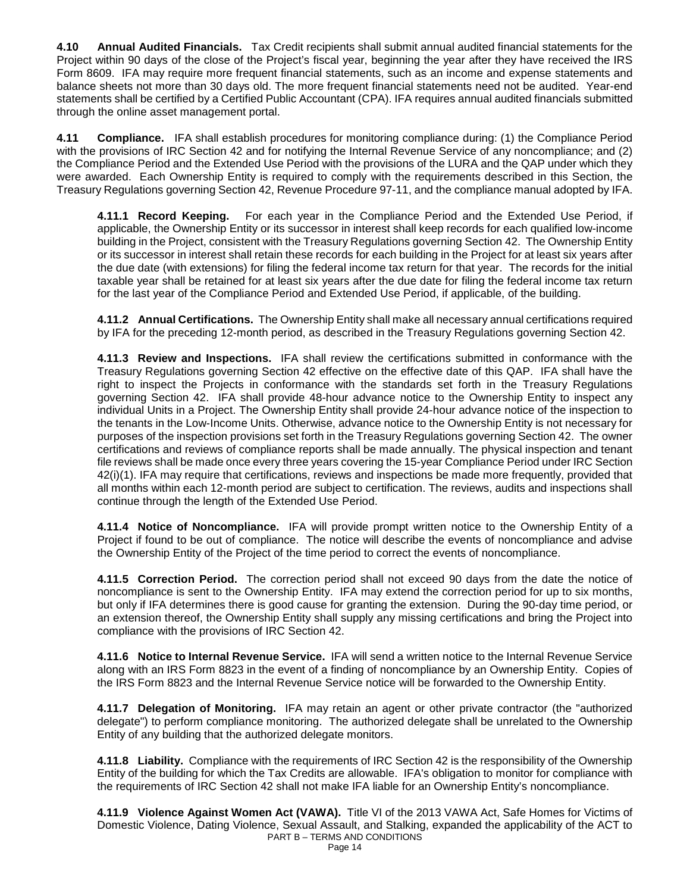**4.10 Annual Audited Financials.** Tax Credit recipients shall submit annual audited financial statements for the Project within 90 days of the close of the Project's fiscal year, beginning the year after they have received the IRS Form 8609. IFA may require more frequent financial statements, such as an income and expense statements and balance sheets not more than 30 days old. The more frequent financial statements need not be audited. Year-end statements shall be certified by a Certified Public Accountant (CPA). IFA requires annual audited financials submitted through the online asset management portal.

**4.11 Compliance.** IFA shall establish procedures for monitoring compliance during: (1) the Compliance Period with the provisions of IRC Section 42 and for notifying the Internal Revenue Service of any noncompliance; and (2) the Compliance Period and the Extended Use Period with the provisions of the LURA and the QAP under which they were awarded. Each Ownership Entity is required to comply with the requirements described in this Section, the Treasury Regulations governing Section 42, Revenue Procedure 97-11, and the compliance manual adopted by IFA.

**4.11.1 Record Keeping.** For each year in the Compliance Period and the Extended Use Period, if applicable, the Ownership Entity or its successor in interest shall keep records for each qualified low-income building in the Project, consistent with the Treasury Regulations governing Section 42. The Ownership Entity or its successor in interest shall retain these records for each building in the Project for at least six years after the due date (with extensions) for filing the federal income tax return for that year. The records for the initial taxable year shall be retained for at least six years after the due date for filing the federal income tax return for the last year of the Compliance Period and Extended Use Period, if applicable, of the building.

**4.11.2 Annual Certifications.** The Ownership Entity shall make all necessary annual certifications required by IFA for the preceding 12-month period, as described in the Treasury Regulations governing Section 42.

**4.11.3 Review and Inspections.** IFA shall review the certifications submitted in conformance with the Treasury Regulations governing Section 42 effective on the effective date of this QAP. IFA shall have the right to inspect the Projects in conformance with the standards set forth in the Treasury Regulations governing Section 42. IFA shall provide 48-hour advance notice to the Ownership Entity to inspect any individual Units in a Project. The Ownership Entity shall provide 24-hour advance notice of the inspection to the tenants in the Low-Income Units. Otherwise, advance notice to the Ownership Entity is not necessary for purposes of the inspection provisions set forth in the Treasury Regulations governing Section 42. The owner certifications and reviews of compliance reports shall be made annually. The physical inspection and tenant file reviews shall be made once every three years covering the 15-year Compliance Period under IRC Section 42(i)(1). IFA may require that certifications, reviews and inspections be made more frequently, provided that all months within each 12-month period are subject to certification. The reviews, audits and inspections shall continue through the length of the Extended Use Period.

**4.11.4 Notice of Noncompliance.** IFA will provide prompt written notice to the Ownership Entity of a Project if found to be out of compliance. The notice will describe the events of noncompliance and advise the Ownership Entity of the Project of the time period to correct the events of noncompliance.

**4.11.5 Correction Period.** The correction period shall not exceed 90 days from the date the notice of noncompliance is sent to the Ownership Entity. IFA may extend the correction period for up to six months, but only if IFA determines there is good cause for granting the extension. During the 90-day time period, or an extension thereof, the Ownership Entity shall supply any missing certifications and bring the Project into compliance with the provisions of IRC Section 42.

**4.11.6 Notice to Internal Revenue Service.** IFA will send a written notice to the Internal Revenue Service along with an IRS Form 8823 in the event of a finding of noncompliance by an Ownership Entity. Copies of the IRS Form 8823 and the Internal Revenue Service notice will be forwarded to the Ownership Entity.

**4.11.7 Delegation of Monitoring.** IFA may retain an agent or other private contractor (the "authorized delegate") to perform compliance monitoring. The authorized delegate shall be unrelated to the Ownership Entity of any building that the authorized delegate monitors.

**4.11.8 Liability.** Compliance with the requirements of IRC Section 42 is the responsibility of the Ownership Entity of the building for which the Tax Credits are allowable. IFA's obligation to monitor for compliance with the requirements of IRC Section 42 shall not make IFA liable for an Ownership Entity's noncompliance.

**4.11.9 Violence Against Women Act (VAWA).** Title VI of the 2013 VAWA Act, Safe Homes for Victims of Domestic Violence, Dating Violence, Sexual Assault, and Stalking, expanded the applicability of the ACT to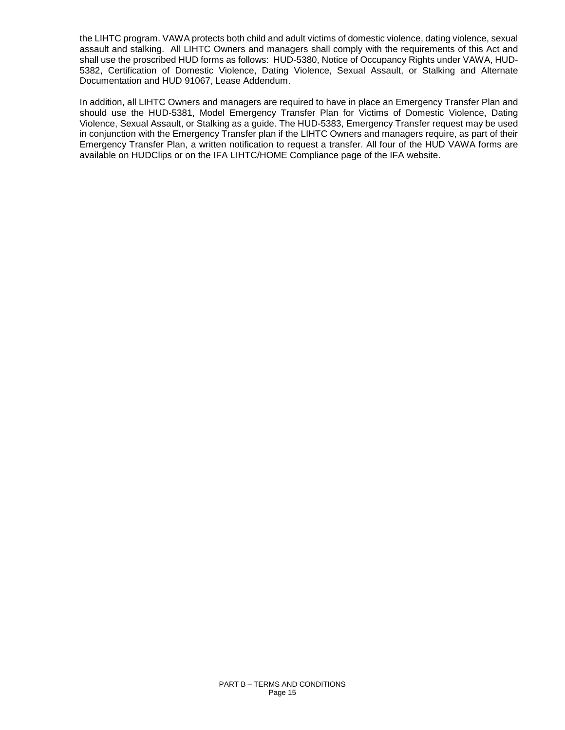the LIHTC program. VAWA protects both child and adult victims of domestic violence, dating violence, sexual assault and stalking. All LIHTC Owners and managers shall comply with the requirements of this Act and shall use the proscribed HUD forms as follows: HUD-5380, Notice of Occupancy Rights under VAWA, HUD-5382, Certification of Domestic Violence, Dating Violence, Sexual Assault, or Stalking and Alternate Documentation and HUD 91067, Lease Addendum.

In addition, all LIHTC Owners and managers are required to have in place an Emergency Transfer Plan and should use the HUD-5381, Model Emergency Transfer Plan for Victims of Domestic Violence, Dating Violence, Sexual Assault, or Stalking as a guide. The HUD-5383, Emergency Transfer request may be used in conjunction with the Emergency Transfer plan if the LIHTC Owners and managers require, as part of their Emergency Transfer Plan, a written notification to request a transfer. All four of the HUD VAWA forms are available on HUDClips or on the IFA LIHTC/HOME Compliance page of the IFA website.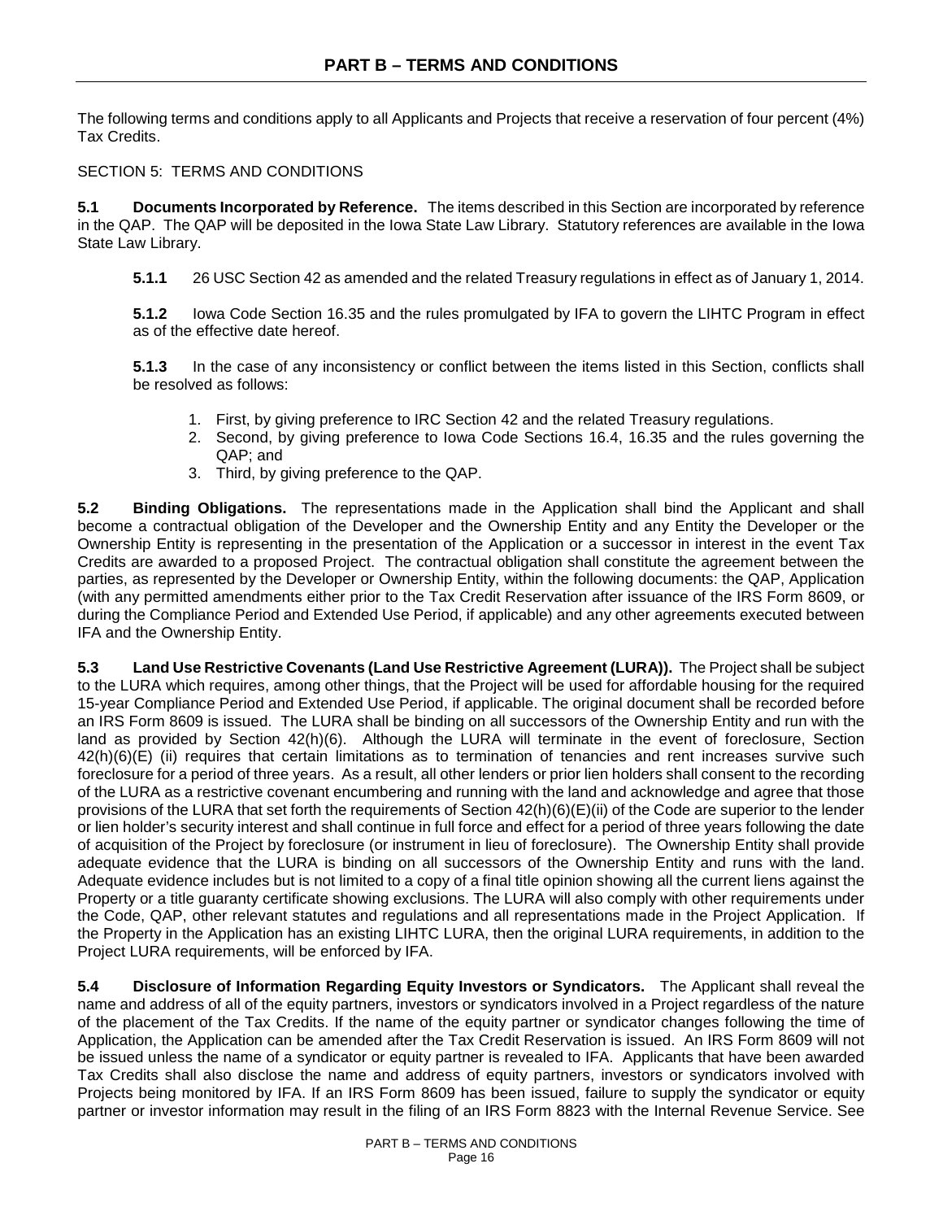## PART B – TERMS AND CONDITIONS

The following terms and conditions apply to all Applicants and Projects that receive a reservation of four percent (4%) Tax Credits.

SECTION 5: TERMS AND CONDITIONS

**5.1 Documents Incorporated by Reference.** The items described in this Section are incorporated by reference in the QAP. The QAP will be deposited in the Iowa State Law Library. Statutory references are available in the Iowa State Law Library.

**5.1.1** 26 USC Section 42 as amended and the related Treasury regulations in effect as of January 1, 2014.

**5.1.2** Iowa Code Section 16.35 and the rules promulgated by IFA to govern the LIHTC Program in effect as of the effective date hereof.

**5.1.3** In the case of any inconsistency or conflict between the items listed in this Section, conflicts shall be resolved as follows:

1. First, by giving preference to IRC Section 42 and the related Treasury regulations.
2. Second, by giving preference to Iowa Code Sections 16.4, 16.35 and the rules governing the QAP; and
3. Third, by giving preference to the QAP.

**5.2 Binding Obligations.** The representations made in the Application shall bind the Applicant and shall become a contractual obligation of the Developer and the Ownership Entity and any Entity the Developer or the Ownership Entity is representing in the presentation of the Application or a successor in interest in the event Tax Credits are awarded to a proposed Project. The contractual obligation shall constitute the agreement between the parties, as represented by the Developer or Ownership Entity, within the following documents: the QAP, Application (with any permitted amendments either prior to the Tax Credit Reservation after issuance of the IRS Form 8609, or during the Compliance Period and Extended Use Period, if applicable) and any other agreements executed between IFA and the Ownership Entity.

**5.3 Land Use Restrictive Covenants (Land Use Restrictive Agreement (LURA)).** The Project shall be subject to the LURA which requires, among other things, that the Project will be used for affordable housing for the required 15-year Compliance Period and Extended Use Period, if applicable. The original document shall be recorded before an IRS Form 8609 is issued. The LURA shall be binding on all successors of the Ownership Entity and run with the land as provided by Section 42(h)(6). Although the LURA will terminate in the event of foreclosure, Section 42(h)(6)(E) (ii) requires that certain limitations as to termination of tenancies and rent increases survive such foreclosure for a period of three years. As a result, all other lenders or prior lien holders shall consent to the recording of the LURA as a restrictive covenant encumbering and running with the land and acknowledge and agree that those provisions of the LURA that set forth the requirements of Section 42(h)(6)(E)(ii) of the Code are superior to the lender or lien holder's security interest and shall continue in full force and effect for a period of three years following the date of acquisition of the Project by foreclosure (or instrument in lieu of foreclosure). The Ownership Entity shall provide adequate evidence that the LURA is binding on all successors of the Ownership Entity and runs with the land. Adequate evidence includes but is not limited to a copy of a final title opinion showing all the current liens against the Property or a title guaranty certificate showing exclusions. The LURA will also comply with other requirements under the Code, QAP, other relevant statutes and regulations and all representations made in the Project Application. If the Property in the Application has an existing LIHTC LURA, then the original LURA requirements, in addition to the Project LURA requirements, will be enforced by IFA.

**5.4 Disclosure of Information Regarding Equity Investors or Syndicators.** The Applicant shall reveal the name and address of all of the equity partners, investors or syndicators involved in a Project regardless of the nature of the placement of the Tax Credits. If the name of the equity partner or syndicator changes following the time of Application, the Application can be amended after the Tax Credit Reservation is issued. An IRS Form 8609 will not be issued unless the name of a syndicator or equity partner is revealed to IFA. Applicants that have been awarded Tax Credits shall also disclose the name and address of equity partners, investors or syndicators involved with Projects being monitored by IFA. If an IRS Form 8609 has been issued, failure to supply the syndicator or equity partner or investor information may result in the filing of an IRS Form 8823 with the Internal Revenue Service. See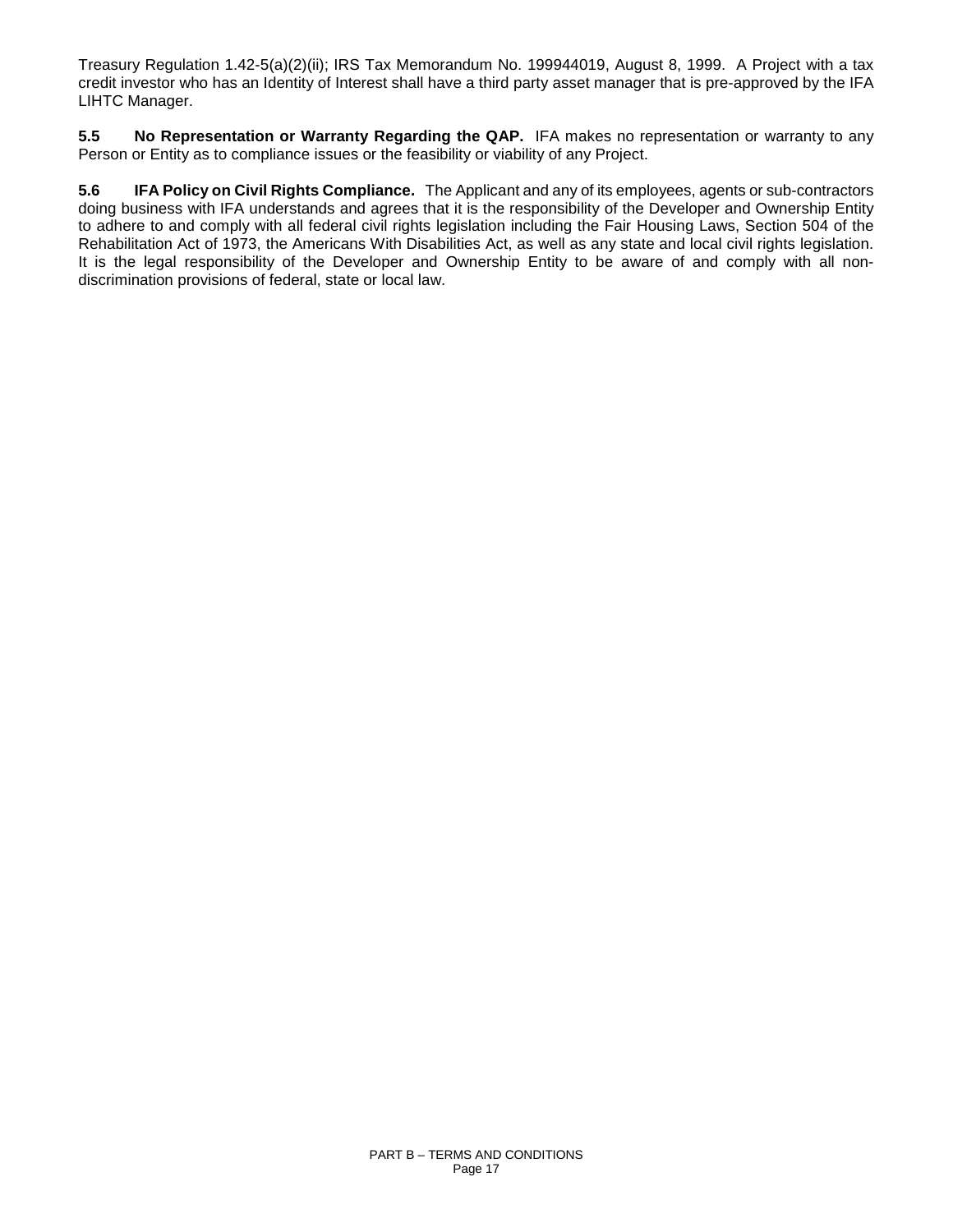Treasury Regulation 1.42-5(a)(2)(ii); IRS Tax Memorandum No. 199944019, August 8, 1999. A Project with a tax credit investor who has an Identity of Interest shall have a third party asset manager that is pre-approved by the IFA LIHTC Manager.

**5.5 No Representation or Warranty Regarding the QAP.** IFA makes no representation or warranty to any Person or Entity as to compliance issues or the feasibility or viability of any Project.

**5.6 IFA Policy on Civil Rights Compliance.** The Applicant and any of its employees, agents or sub-contractors doing business with IFA understands and agrees that it is the responsibility of the Developer and Ownership Entity to adhere to and comply with all federal civil rights legislation including the Fair Housing Laws, Section 504 of the Rehabilitation Act of 1973, the Americans With Disabilities Act, as well as any state and local civil rights legislation. It is the legal responsibility of the Developer and Ownership Entity to be aware of and comply with all non-discrimination provisions of federal, state or local law.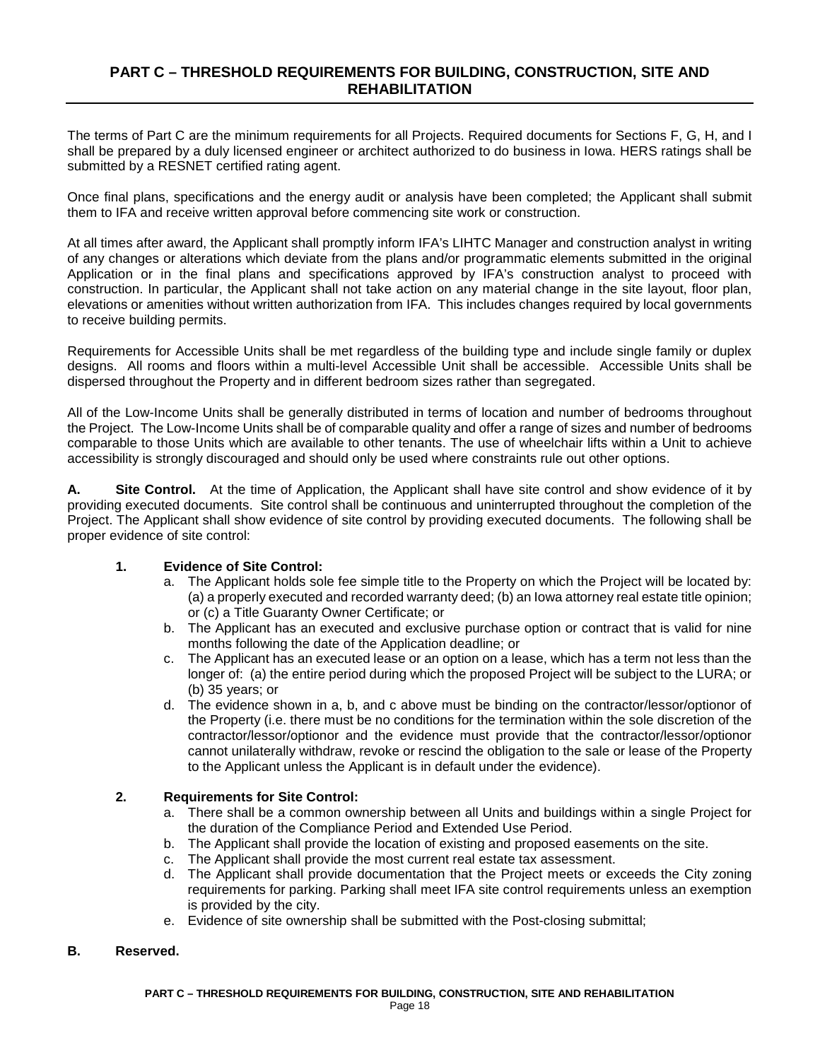## PART C – THRESHOLD REQUIREMENTS FOR BUILDING, CONSTRUCTION, SITE AND REHABILITATION

The terms of Part C are the minimum requirements for all Projects. Required documents for Sections F, G, H, and I shall be prepared by a duly licensed engineer or architect authorized to do business in Iowa. HERS ratings shall be submitted by a RESNET certified rating agent.

Once final plans, specifications and the energy audit or analysis have been completed; the Applicant shall submit them to IFA and receive written approval before commencing site work or construction.

At all times after award, the Applicant shall promptly inform IFA's LIHTC Manager and construction analyst in writing of any changes or alterations which deviate from the plans and/or programmatic elements submitted in the original Application or in the final plans and specifications approved by IFA's construction analyst to proceed with construction. In particular, the Applicant shall not take action on any material change in the site layout, floor plan, elevations or amenities without written authorization from IFA. This includes changes required by local governments to receive building permits.

Requirements for Accessible Units shall be met regardless of the building type and include single family or duplex designs. All rooms and floors within a multi-level Accessible Unit shall be accessible. Accessible Units shall be dispersed throughout the Property and in different bedroom sizes rather than segregated.

All of the Low-Income Units shall be generally distributed in terms of location and number of bedrooms throughout the Project. The Low-Income Units shall be of comparable quality and offer a range of sizes and number of bedrooms comparable to those Units which are available to other tenants. The use of wheelchair lifts within a Unit to achieve accessibility is strongly discouraged and should only be used where constraints rule out other options.

**A. Site Control.** At the time of Application, the Applicant shall have site control and show evidence of it by providing executed documents. Site control shall be continuous and uninterrupted throughout the completion of the Project. The Applicant shall show evidence of site control by providing executed documents. The following shall be proper evidence of site control:

**1. Evidence of Site Control:**

a. The Applicant holds sole fee simple title to the Property on which the Project will be located by: (a) a properly executed and recorded warranty deed; (b) an Iowa attorney real estate title opinion; or (c) a Title Guaranty Owner Certificate; or

b. The Applicant has an executed and exclusive purchase option or contract that is valid for nine months following the date of the Application deadline; or

c. The Applicant has an executed lease or an option on a lease, which has a term not less than the longer of: (a) the entire period during which the proposed Project will be subject to the LURA; or (b) 35 years; or

d. The evidence shown in a, b, and c above must be binding on the contractor/lessor/optionor of the Property (i.e. there must be no conditions for the termination within the sole discretion of the contractor/lessor/optionor and the evidence must provide that the contractor/lessor/optionor cannot unilaterally withdraw, revoke or rescind the obligation to the sale or lease of the Property to the Applicant unless the Applicant is in default under the evidence).

**2. Requirements for Site Control:**

a. There shall be a common ownership between all Units and buildings within a single Project for the duration of the Compliance Period and Extended Use Period.

b. The Applicant shall provide the location of existing and proposed easements on the site.

c. The Applicant shall provide the most current real estate tax assessment.

d. The Applicant shall provide documentation that the Project meets or exceeds the City zoning requirements for parking. Parking shall meet IFA site control requirements unless an exemption is provided by the city.

e. Evidence of site ownership shall be submitted with the Post-closing submittal;

**B. Reserved.**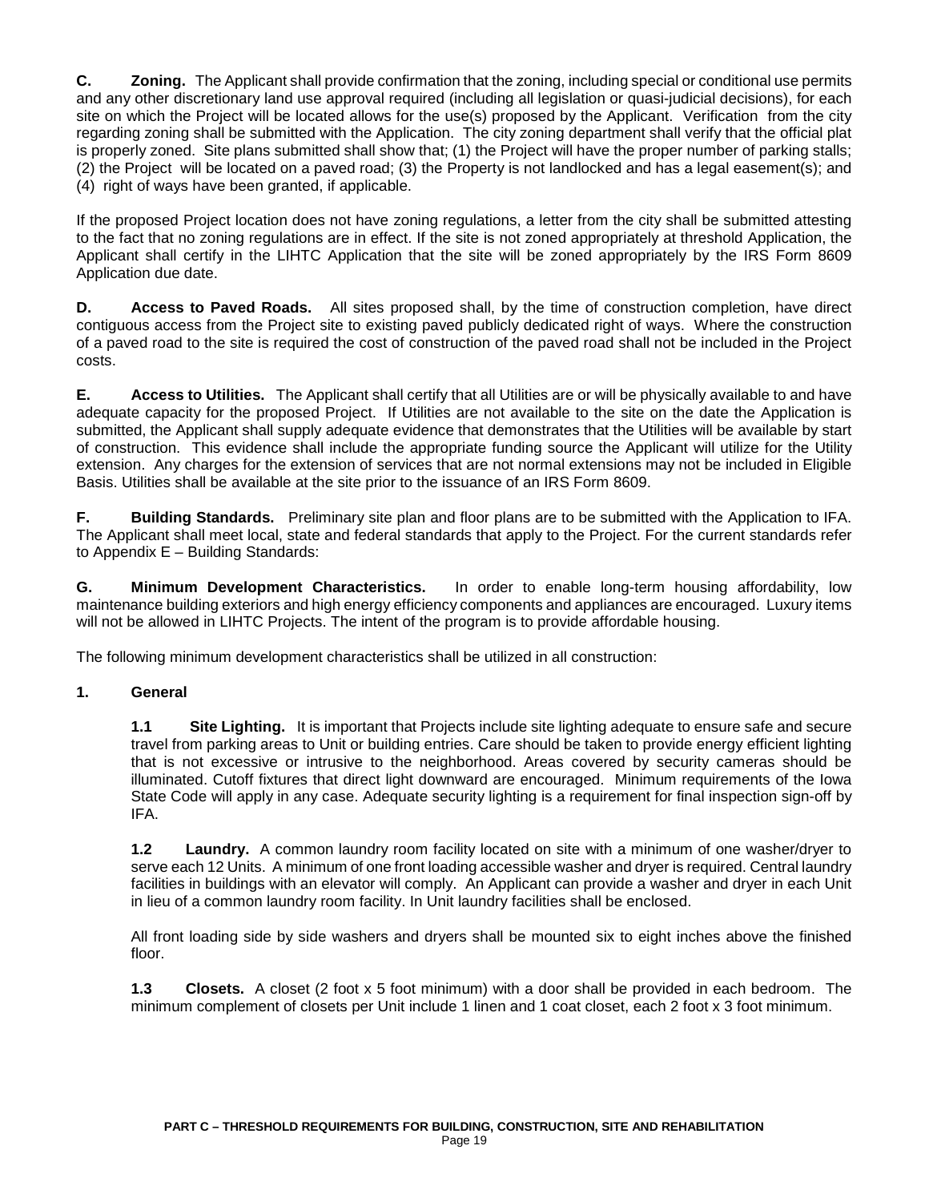**C. Zoning.** The Applicant shall provide confirmation that the zoning, including special or conditional use permits and any other discretionary land use approval required (including all legislation or quasi-judicial decisions), for each site on which the Project will be located allows for the use(s) proposed by the Applicant. Verification from the city regarding zoning shall be submitted with the Application. The city zoning department shall verify that the official plat is properly zoned. Site plans submitted shall show that; (1) the Project will have the proper number of parking stalls; (2) the Project will be located on a paved road; (3) the Property is not landlocked and has a legal easement(s); and (4) right of ways have been granted, if applicable.

If the proposed Project location does not have zoning regulations, a letter from the city shall be submitted attesting to the fact that no zoning regulations are in effect. If the site is not zoned appropriately at threshold Application, the Applicant shall certify in the LIHTC Application that the site will be zoned appropriately by the IRS Form 8609 Application due date.

**D. Access to Paved Roads.** All sites proposed shall, by the time of construction completion, have direct contiguous access from the Project site to existing paved publicly dedicated right of ways. Where the construction of a paved road to the site is required the cost of construction of the paved road shall not be included in the Project costs.

**E. Access to Utilities.** The Applicant shall certify that all Utilities are or will be physically available to and have adequate capacity for the proposed Project. If Utilities are not available to the site on the date the Application is submitted, the Applicant shall supply adequate evidence that demonstrates that the Utilities will be available by start of construction. This evidence shall include the appropriate funding source the Applicant will utilize for the Utility extension. Any charges for the extension of services that are not normal extensions may not be included in Eligible Basis. Utilities shall be available at the site prior to the issuance of an IRS Form 8609.

**F. Building Standards.** Preliminary site plan and floor plans are to be submitted with the Application to IFA. The Applicant shall meet local, state and federal standards that apply to the Project. For the current standards refer to Appendix E – Building Standards:

**G. Minimum Development Characteristics.** In order to enable long-term housing affordability, low maintenance building exteriors and high energy efficiency components and appliances are encouraged. Luxury items will not be allowed in LIHTC Projects. The intent of the program is to provide affordable housing.

The following minimum development characteristics shall be utilized in all construction:

**1. General**

**1.1 Site Lighting.** It is important that Projects include site lighting adequate to ensure safe and secure travel from parking areas to Unit or building entries. Care should be taken to provide energy efficient lighting that is not excessive or intrusive to the neighborhood. Areas covered by security cameras should be illuminated. Cutoff fixtures that direct light downward are encouraged. Minimum requirements of the Iowa State Code will apply in any case. Adequate security lighting is a requirement for final inspection sign-off by IFA.

**1.2 Laundry.** A common laundry room facility located on site with a minimum of one washer/dryer to serve each 12 Units. A minimum of one front loading accessible washer and dryer is required. Central laundry facilities in buildings with an elevator will comply. An Applicant can provide a washer and dryer in each Unit in lieu of a common laundry room facility. In Unit laundry facilities shall be enclosed.

All front loading side by side washers and dryers shall be mounted six to eight inches above the finished floor.

**1.3 Closets.** A closet (2 foot x 5 foot minimum) with a door shall be provided in each bedroom. The minimum complement of closets per Unit include 1 linen and 1 coat closet, each 2 foot x 3 foot minimum.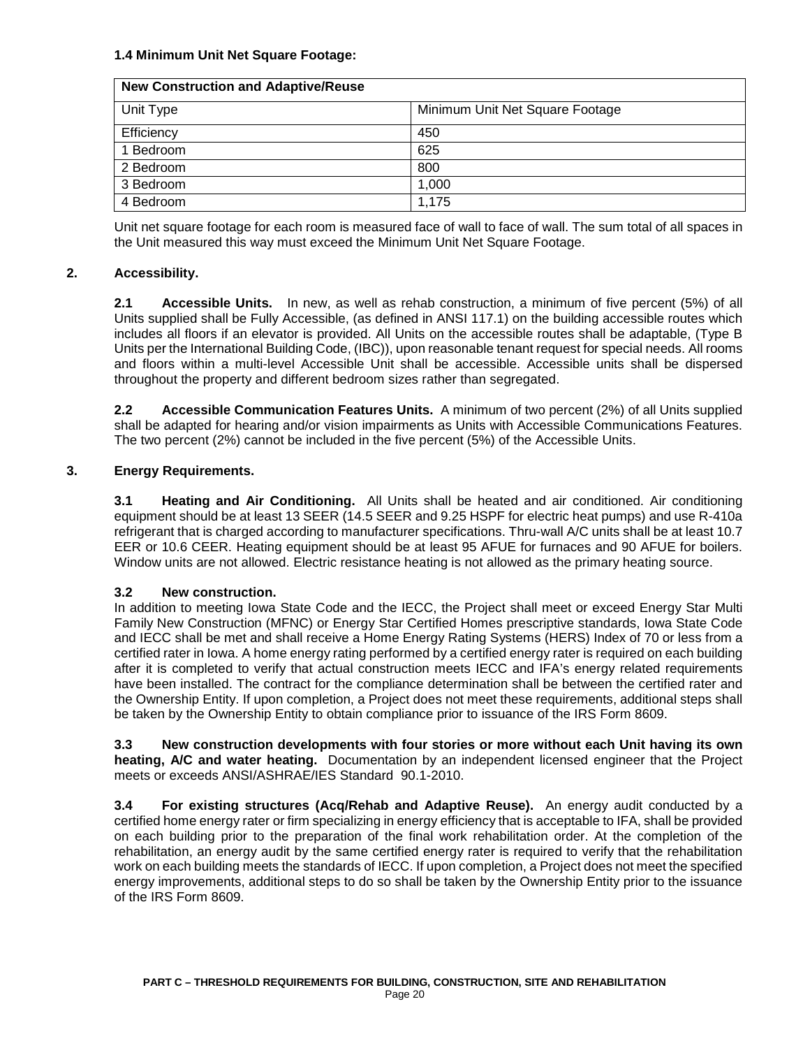**1.4 Minimum Unit Net Square Footage:**

| New Construction and Adaptive/Reuse | |
|---|---|
| Unit Type | Minimum Unit Net Square Footage |
| Efficiency | 450 |
| 1 Bedroom | 625 |
| 2 Bedroom | 800 |
| 3 Bedroom | 1,000 |
| 4 Bedroom | 1,175 |

Unit net square footage for each room is measured face of wall to face of wall. The sum total of all spaces in the Unit measured this way must exceed the Minimum Unit Net Square Footage.

**2. Accessibility.**

**2.1 Accessible Units.** In new, as well as rehab construction, a minimum of five percent (5%) of all Units supplied shall be Fully Accessible, (as defined in ANSI 117.1) on the building accessible routes which includes all floors if an elevator is provided. All Units on the accessible routes shall be adaptable, (Type B Units per the International Building Code, (IBC)), upon reasonable tenant request for special needs. All rooms and floors within a multi-level Accessible Unit shall be accessible. Accessible units shall be dispersed throughout the property and different bedroom sizes rather than segregated.

**2.2 Accessible Communication Features Units.** A minimum of two percent (2%) of all Units supplied shall be adapted for hearing and/or vision impairments as Units with Accessible Communications Features. The two percent (2%) cannot be included in the five percent (5%) of the Accessible Units.

**3. Energy Requirements.**

**3.1 Heating and Air Conditioning.** All Units shall be heated and air conditioned. Air conditioning equipment should be at least 13 SEER (14.5 SEER and 9.25 HSPF for electric heat pumps) and use R-410a refrigerant that is charged according to manufacturer specifications. Thru-wall A/C units shall be at least 10.7 EER or 10.6 CEER. Heating equipment should be at least 95 AFUE for furnaces and 90 AFUE for boilers. Window units are not allowed. Electric resistance heating is not allowed as the primary heating source.

**3.2 New construction.**

In addition to meeting Iowa State Code and the IECC, the Project shall meet or exceed Energy Star Multi Family New Construction (MFNC) or Energy Star Certified Homes prescriptive standards, Iowa State Code and IECC shall be met and shall receive a Home Energy Rating Systems (HERS) Index of 70 or less from a certified rater in Iowa. A home energy rating performed by a certified energy rater is required on each building after it is completed to verify that actual construction meets IECC and IFA's energy related requirements have been installed. The contract for the compliance determination shall be between the certified rater and the Ownership Entity. If upon completion, a Project does not meet these requirements, additional steps shall be taken by the Ownership Entity to obtain compliance prior to issuance of the IRS Form 8609.

**3.3 New construction developments with four stories or more without each Unit having its own heating, A/C and water heating.** Documentation by an independent licensed engineer that the Project meets or exceeds ANSI/ASHRAE/IES Standard 90.1-2010.

**3.4 For existing structures (Acq/Rehab and Adaptive Reuse).** An energy audit conducted by a certified home energy rater or firm specializing in energy efficiency that is acceptable to IFA, shall be provided on each building prior to the preparation of the final work rehabilitation order. At the completion of the rehabilitation, an energy audit by the same certified energy rater is required to verify that the rehabilitation work on each building meets the standards of IECC. If upon completion, a Project does not meet the specified energy improvements, additional steps to do so shall be taken by the Ownership Entity prior to the issuance of the IRS Form 8609.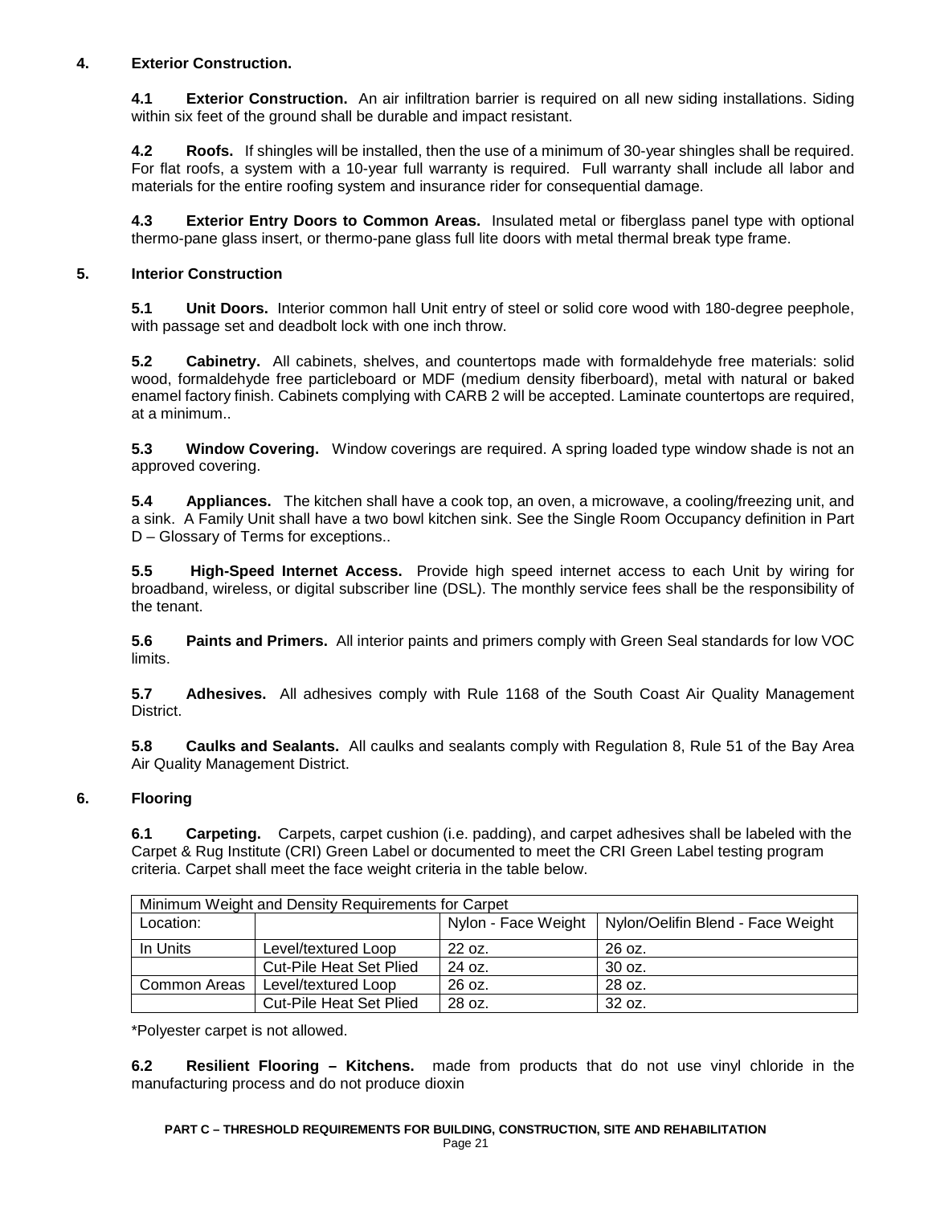## 4. Exterior Construction.

**4.1 Exterior Construction.** An air infiltration barrier is required on all new siding installations. Siding within six feet of the ground shall be durable and impact resistant.

**4.2 Roofs.** If shingles will be installed, then the use of a minimum of 30-year shingles shall be required. For flat roofs, a system with a 10-year full warranty is required. Full warranty shall include all labor and materials for the entire roofing system and insurance rider for consequential damage.

**4.3 Exterior Entry Doors to Common Areas.** Insulated metal or fiberglass panel type with optional thermo-pane glass insert, or thermo-pane glass full lite doors with metal thermal break type frame.

## 5. Interior Construction

**5.1 Unit Doors.** Interior common hall Unit entry of steel or solid core wood with 180-degree peephole, with passage set and deadbolt lock with one inch throw.

**5.2 Cabinetry.** All cabinets, shelves, and countertops made with formaldehyde free materials: solid wood, formaldehyde free particleboard or MDF (medium density fiberboard), metal with natural or baked enamel factory finish. Cabinets complying with CARB 2 will be accepted. Laminate countertops are required, at a minimum..

**5.3 Window Covering.** Window coverings are required. A spring loaded type window shade is not an approved covering.

**5.4 Appliances.** The kitchen shall have a cook top, an oven, a microwave, a cooling/freezing unit, and a sink. A Family Unit shall have a two bowl kitchen sink. See the Single Room Occupancy definition in Part D – Glossary of Terms for exceptions..

**5.5 High-Speed Internet Access.** Provide high speed internet access to each Unit by wiring for broadband, wireless, or digital subscriber line (DSL). The monthly service fees shall be the responsibility of the tenant.

**5.6 Paints and Primers.** All interior paints and primers comply with Green Seal standards for low VOC limits.

**5.7 Adhesives.** All adhesives comply with Rule 1168 of the South Coast Air Quality Management District.

**5.8 Caulks and Sealants.** All caulks and sealants comply with Regulation 8, Rule 51 of the Bay Area Air Quality Management District.

## 6. Flooring

**6.1 Carpeting.** Carpets, carpet cushion (i.e. padding), and carpet adhesives shall be labeled with the Carpet & Rug Institute (CRI) Green Label or documented to meet the CRI Green Label testing program criteria. Carpet shall meet the face weight criteria in the table below.

| Minimum Weight and Density Requirements for Carpet | | | |
|---|---|---|---|
| Location: | | Nylon - Face Weight | Nylon/Oelifin Blend - Face Weight |
| In Units | Level/textured Loop | 22 oz. | 26 oz. |
| | Cut-Pile Heat Set Plied | 24 oz. | 30 oz. |
| Common Areas | Level/textured Loop | 26 oz. | 28 oz. |
| | Cut-Pile Heat Set Plied | 28 oz. | 32 oz. |

*Polyester carpet is not allowed.

**6.2 Resilient Flooring – Kitchens.** made from products that do not use vinyl chloride in the manufacturing process and do not produce dioxin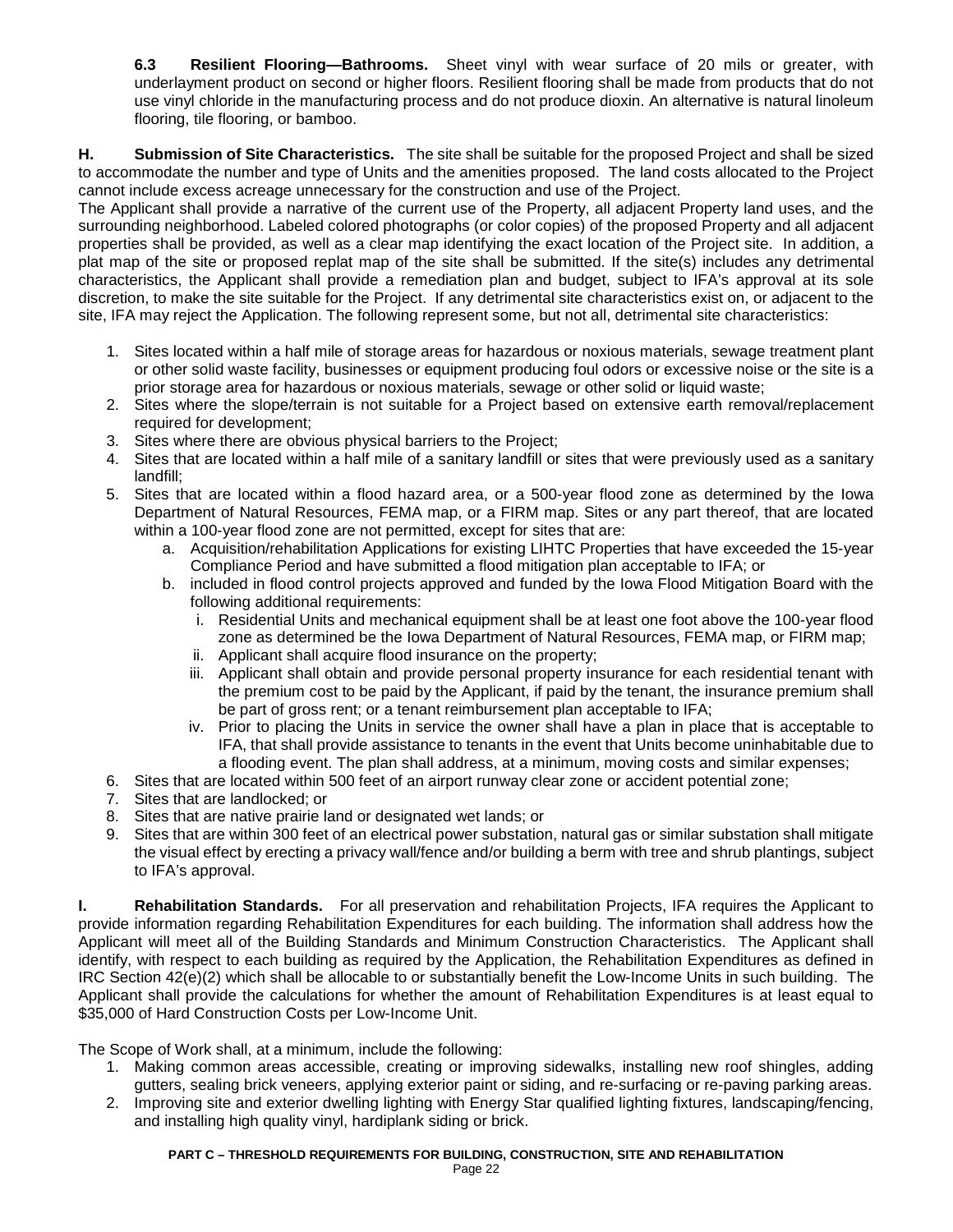**6.3 Resilient Flooring—Bathrooms.** Sheet vinyl with wear surface of 20 mils or greater, with underlayment product on second or higher floors. Resilient flooring shall be made from products that do not use vinyl chloride in the manufacturing process and do not produce dioxin. An alternative is natural linoleum flooring, tile flooring, or bamboo.

**H. Submission of Site Characteristics.** The site shall be suitable for the proposed Project and shall be sized to accommodate the number and type of Units and the amenities proposed. The land costs allocated to the Project cannot include excess acreage unnecessary for the construction and use of the Project.

The Applicant shall provide a narrative of the current use of the Property, all adjacent Property land uses, and the surrounding neighborhood. Labeled colored photographs (or color copies) of the proposed Property and all adjacent properties shall be provided, as well as a clear map identifying the exact location of the Project site. In addition, a plat map of the site or proposed replat map of the site shall be submitted. If the site(s) includes any detrimental characteristics, the Applicant shall provide a remediation plan and budget, subject to IFA's approval at its sole discretion, to make the site suitable for the Project. If any detrimental site characteristics exist on, or adjacent to the site, IFA may reject the Application. The following represent some, but not all, detrimental site characteristics:

1. Sites located within a half mile of storage areas for hazardous or noxious materials, sewage treatment plant or other solid waste facility, businesses or equipment producing foul odors or excessive noise or the site is a prior storage area for hazardous or noxious materials, sewage or other solid or liquid waste;
2. Sites where the slope/terrain is not suitable for a Project based on extensive earth removal/replacement required for development;
3. Sites where there are obvious physical barriers to the Project;
4. Sites that are located within a half mile of a sanitary landfill or sites that were previously used as a sanitary landfill;
5. Sites that are located within a flood hazard area, or a 500-year flood zone as determined by the Iowa Department of Natural Resources, FEMA map, or a FIRM map. Sites or any part thereof, that are located within a 100-year flood zone are not permitted, except for sites that are:
   a. Acquisition/rehabilitation Applications for existing LIHTC Properties that have exceeded the 15-year Compliance Period and have submitted a flood mitigation plan acceptable to IFA; or
   b. included in flood control projects approved and funded by the Iowa Flood Mitigation Board with the following additional requirements:
      i. Residential Units and mechanical equipment shall be at least one foot above the 100-year flood zone as determined be the Iowa Department of Natural Resources, FEMA map, or FIRM map;
      ii. Applicant shall acquire flood insurance on the property;
      iii. Applicant shall obtain and provide personal property insurance for each residential tenant with the premium cost to be paid by the Applicant, if paid by the tenant, the insurance premium shall be part of gross rent; or a tenant reimbursement plan acceptable to IFA;
      iv. Prior to placing the Units in service the owner shall have a plan in place that is acceptable to IFA, that shall provide assistance to tenants in the event that Units become uninhabitable due to a flooding event. The plan shall address, at a minimum, moving costs and similar expenses;
6. Sites that are located within 500 feet of an airport runway clear zone or accident potential zone;
7. Sites that are landlocked; or
8. Sites that are native prairie land or designated wet lands; or
9. Sites that are within 300 feet of an electrical power substation, natural gas or similar substation shall mitigate the visual effect by erecting a privacy wall/fence and/or building a berm with tree and shrub plantings, subject to IFA's approval.

**I. Rehabilitation Standards.** For all preservation and rehabilitation Projects, IFA requires the Applicant to provide information regarding Rehabilitation Expenditures for each building. The information shall address how the Applicant will meet all of the Building Standards and Minimum Construction Characteristics. The Applicant shall identify, with respect to each building as required by the Application, the Rehabilitation Expenditures as defined in IRC Section 42(e)(2) which shall be allocable to or substantially benefit the Low-Income Units in such building. The Applicant shall provide the calculations for whether the amount of Rehabilitation Expenditures is at least equal to $35,000 of Hard Construction Costs per Low-Income Unit.

The Scope of Work shall, at a minimum, include the following:

1. Making common areas accessible, creating or improving sidewalks, installing new roof shingles, adding gutters, sealing brick veneers, applying exterior paint or siding, and re-surfacing or re-paving parking areas.
2. Improving site and exterior dwelling lighting with Energy Star qualified lighting fixtures, landscaping/fencing, and installing high quality vinyl, hardiplank siding or brick.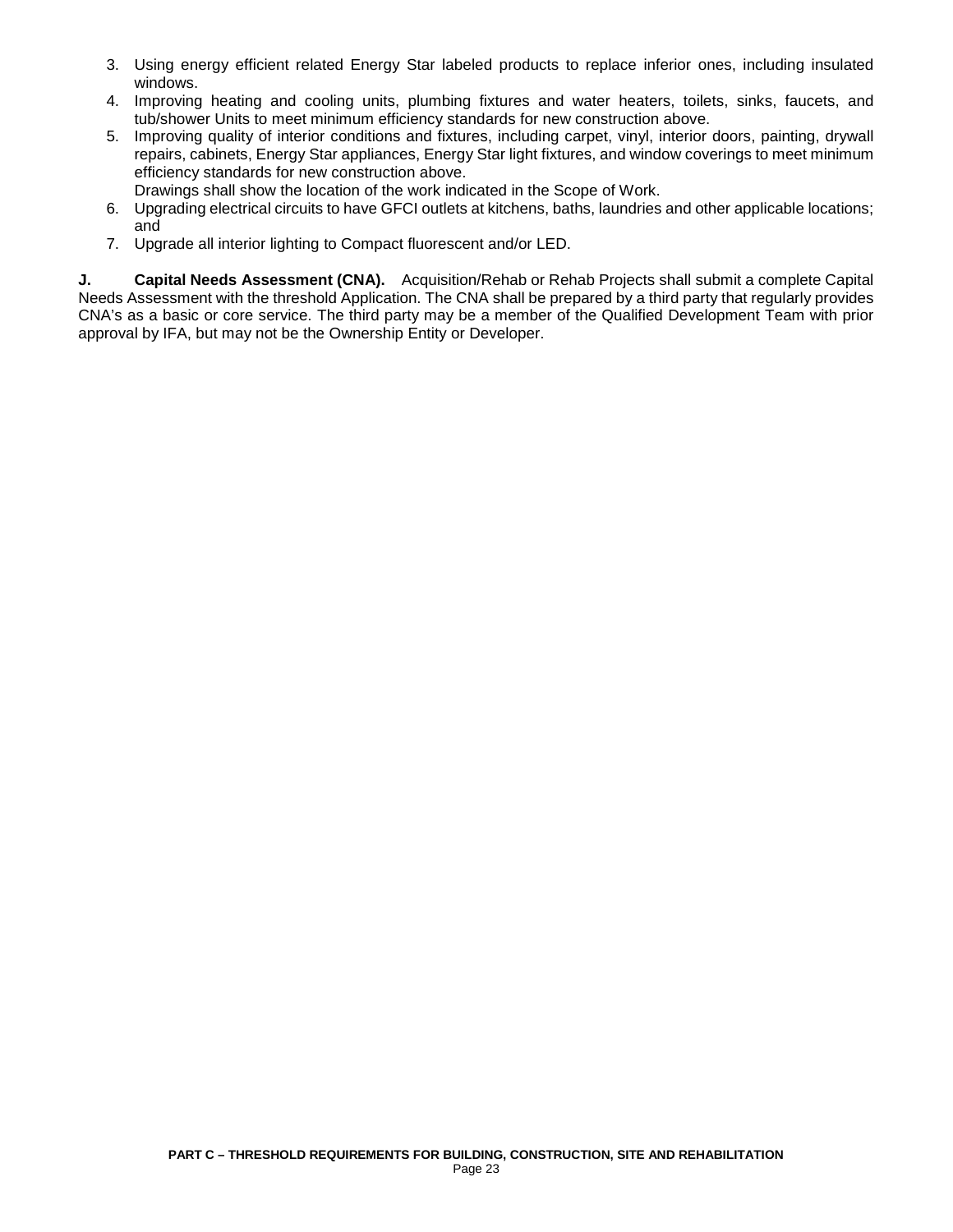3. Using energy efficient related Energy Star labeled products to replace inferior ones, including insulated windows.
4. Improving heating and cooling units, plumbing fixtures and water heaters, toilets, sinks, faucets, and tub/shower Units to meet minimum efficiency standards for new construction above.
5. Improving quality of interior conditions and fixtures, including carpet, vinyl, interior doors, painting, drywall repairs, cabinets, Energy Star appliances, Energy Star light fixtures, and window coverings to meet minimum efficiency standards for new construction above.
   Drawings shall show the location of the work indicated in the Scope of Work.
6. Upgrading electrical circuits to have GFCI outlets at kitchens, baths, laundries and other applicable locations; and
7. Upgrade all interior lighting to Compact fluorescent and/or LED.

**J. Capital Needs Assessment (CNA).** Acquisition/Rehab or Rehab Projects shall submit a complete Capital Needs Assessment with the threshold Application. The CNA shall be prepared by a third party that regularly provides CNA's as a basic or core service. The third party may be a member of the Qualified Development Team with prior approval by IFA, but may not be the Ownership Entity or Developer.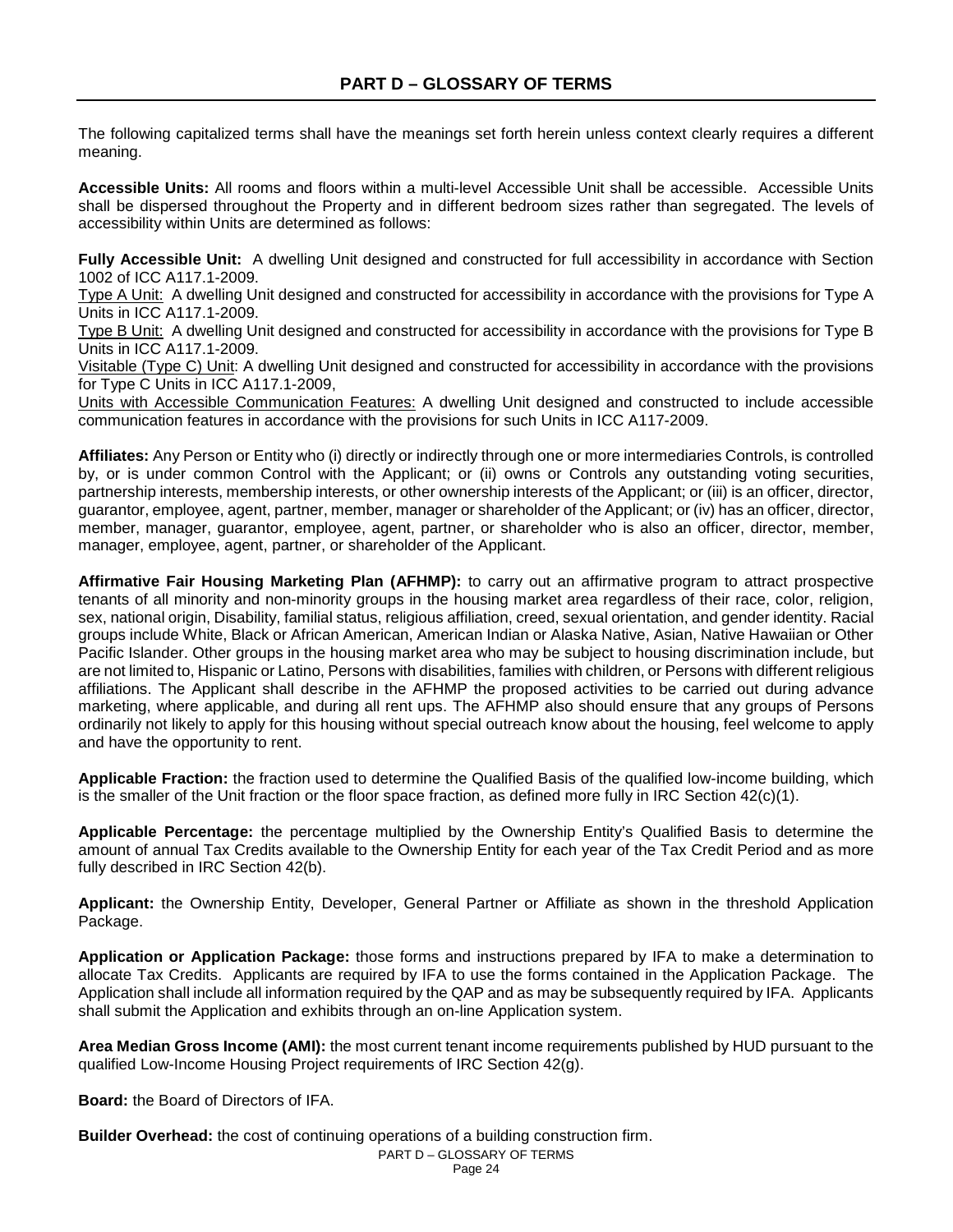## PART D – GLOSSARY OF TERMS

The following capitalized terms shall have the meanings set forth herein unless context clearly requires a different meaning.

**Accessible Units:** All rooms and floors within a multi-level Accessible Unit shall be accessible. Accessible Units shall be dispersed throughout the Property and in different bedroom sizes rather than segregated. The levels of accessibility within Units are determined as follows:

**Fully Accessible Unit:** A dwelling Unit designed and constructed for full accessibility in accordance with Section 1002 of ICC A117.1-2009.
Type A Unit: A dwelling Unit designed and constructed for accessibility in accordance with the provisions for Type A Units in ICC A117.1-2009.
Type B Unit: A dwelling Unit designed and constructed for accessibility in accordance with the provisions for Type B Units in ICC A117.1-2009.
Visitable (Type C) Unit: A dwelling Unit designed and constructed for accessibility in accordance with the provisions for Type C Units in ICC A117.1-2009,
Units with Accessible Communication Features: A dwelling Unit designed and constructed to include accessible communication features in accordance with the provisions for such Units in ICC A117-2009.

**Affiliates:** Any Person or Entity who (i) directly or indirectly through one or more intermediaries Controls, is controlled by, or is under common Control with the Applicant; or (ii) owns or Controls any outstanding voting securities, partnership interests, membership interests, or other ownership interests of the Applicant; or (iii) is an officer, director, guarantor, employee, agent, partner, member, manager or shareholder of the Applicant; or (iv) has an officer, director, member, manager, guarantor, employee, agent, partner, or shareholder who is also an officer, director, member, manager, employee, agent, partner, or shareholder of the Applicant.

**Affirmative Fair Housing Marketing Plan (AFHMP):** to carry out an affirmative program to attract prospective tenants of all minority and non-minority groups in the housing market area regardless of their race, color, religion, sex, national origin, Disability, familial status, religious affiliation, creed, sexual orientation, and gender identity. Racial groups include White, Black or African American, American Indian or Alaska Native, Asian, Native Hawaiian or Other Pacific Islander. Other groups in the housing market area who may be subject to housing discrimination include, but are not limited to, Hispanic or Latino, Persons with disabilities, families with children, or Persons with different religious affiliations. The Applicant shall describe in the AFHMP the proposed activities to be carried out during advance marketing, where applicable, and during all rent ups. The AFHMP also should ensure that any groups of Persons ordinarily not likely to apply for this housing without special outreach know about the housing, feel welcome to apply and have the opportunity to rent.

**Applicable Fraction:** the fraction used to determine the Qualified Basis of the qualified low-income building, which is the smaller of the Unit fraction or the floor space fraction, as defined more fully in IRC Section 42(c)(1).

**Applicable Percentage:** the percentage multiplied by the Ownership Entity's Qualified Basis to determine the amount of annual Tax Credits available to the Ownership Entity for each year of the Tax Credit Period and as more fully described in IRC Section 42(b).

**Applicant:** the Ownership Entity, Developer, General Partner or Affiliate as shown in the threshold Application Package.

**Application or Application Package:** those forms and instructions prepared by IFA to make a determination to allocate Tax Credits. Applicants are required by IFA to use the forms contained in the Application Package. The Application shall include all information required by the QAP and as may be subsequently required by IFA. Applicants shall submit the Application and exhibits through an on-line Application system.

**Area Median Gross Income (AMI):** the most current tenant income requirements published by HUD pursuant to the qualified Low-Income Housing Project requirements of IRC Section 42(g).

**Board:** the Board of Directors of IFA.

**Builder Overhead:** the cost of continuing operations of a building construction firm.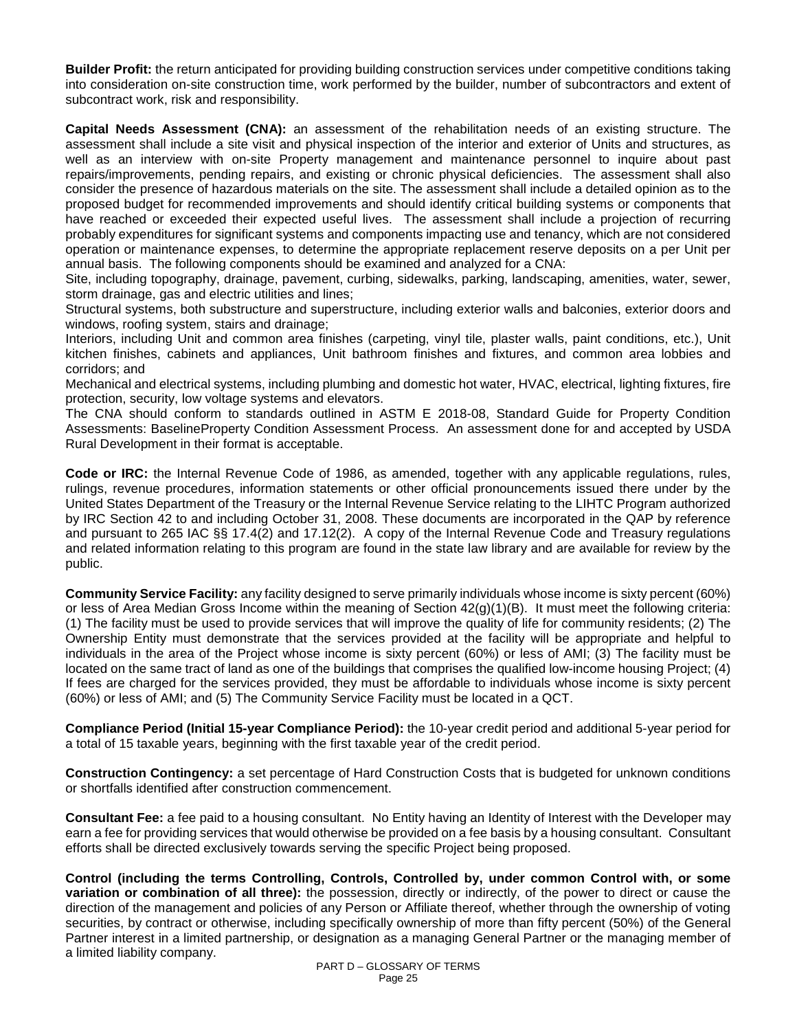**Builder Profit:** the return anticipated for providing building construction services under competitive conditions taking into consideration on-site construction time, work performed by the builder, number of subcontractors and extent of subcontract work, risk and responsibility.

**Capital Needs Assessment (CNA):** an assessment of the rehabilitation needs of an existing structure. The assessment shall include a site visit and physical inspection of the interior and exterior of Units and structures, as well as an interview with on-site Property management and maintenance personnel to inquire about past repairs/improvements, pending repairs, and existing or chronic physical deficiencies. The assessment shall also consider the presence of hazardous materials on the site. The assessment shall include a detailed opinion as to the proposed budget for recommended improvements and should identify critical building systems or components that have reached or exceeded their expected useful lives. The assessment shall include a projection of recurring probably expenditures for significant systems and components impacting use and tenancy, which are not considered operation or maintenance expenses, to determine the appropriate replacement reserve deposits on a per Unit per annual basis. The following components should be examined and analyzed for a CNA:

Site, including topography, drainage, pavement, curbing, sidewalks, parking, landscaping, amenities, water, sewer, storm drainage, gas and electric utilities and lines;

Structural systems, both substructure and superstructure, including exterior walls and balconies, exterior doors and windows, roofing system, stairs and drainage;

Interiors, including Unit and common area finishes (carpeting, vinyl tile, plaster walls, paint conditions, etc.), Unit kitchen finishes, cabinets and appliances, Unit bathroom finishes and fixtures, and common area lobbies and corridors; and

Mechanical and electrical systems, including plumbing and domestic hot water, HVAC, electrical, lighting fixtures, fire protection, security, low voltage systems and elevators.

The CNA should conform to standards outlined in ASTM E 2018-08, Standard Guide for Property Condition Assessments: BaselineProperty Condition Assessment Process. An assessment done for and accepted by USDA Rural Development in their format is acceptable.

**Code or IRC:** the Internal Revenue Code of 1986, as amended, together with any applicable regulations, rules, rulings, revenue procedures, information statements or other official pronouncements issued there under by the United States Department of the Treasury or the Internal Revenue Service relating to the LIHTC Program authorized by IRC Section 42 to and including October 31, 2008. These documents are incorporated in the QAP by reference and pursuant to 265 IAC §§ 17.4(2) and 17.12(2). A copy of the Internal Revenue Code and Treasury regulations and related information relating to this program are found in the state law library and are available for review by the public.

**Community Service Facility:** any facility designed to serve primarily individuals whose income is sixty percent (60%) or less of Area Median Gross Income within the meaning of Section 42(g)(1)(B). It must meet the following criteria: (1) The facility must be used to provide services that will improve the quality of life for community residents; (2) The Ownership Entity must demonstrate that the services provided at the facility will be appropriate and helpful to individuals in the area of the Project whose income is sixty percent (60%) or less of AMI; (3) The facility must be located on the same tract of land as one of the buildings that comprises the qualified low-income housing Project; (4) If fees are charged for the services provided, they must be affordable to individuals whose income is sixty percent (60%) or less of AMI; and (5) The Community Service Facility must be located in a QCT.

**Compliance Period (Initial 15-year Compliance Period):** the 10-year credit period and additional 5-year period for a total of 15 taxable years, beginning with the first taxable year of the credit period.

**Construction Contingency:** a set percentage of Hard Construction Costs that is budgeted for unknown conditions or shortfalls identified after construction commencement.

**Consultant Fee:** a fee paid to a housing consultant. No Entity having an Identity of Interest with the Developer may earn a fee for providing services that would otherwise be provided on a fee basis by a housing consultant. Consultant efforts shall be directed exclusively towards serving the specific Project being proposed.

**Control (including the terms Controlling, Controls, Controlled by, under common Control with, or some variation or combination of all three):** the possession, directly or indirectly, of the power to direct or cause the direction of the management and policies of any Person or Affiliate thereof, whether through the ownership of voting securities, by contract or otherwise, including specifically ownership of more than fifty percent (50%) of the General Partner interest in a limited partnership, or designation as a managing General Partner or the managing member of a limited liability company.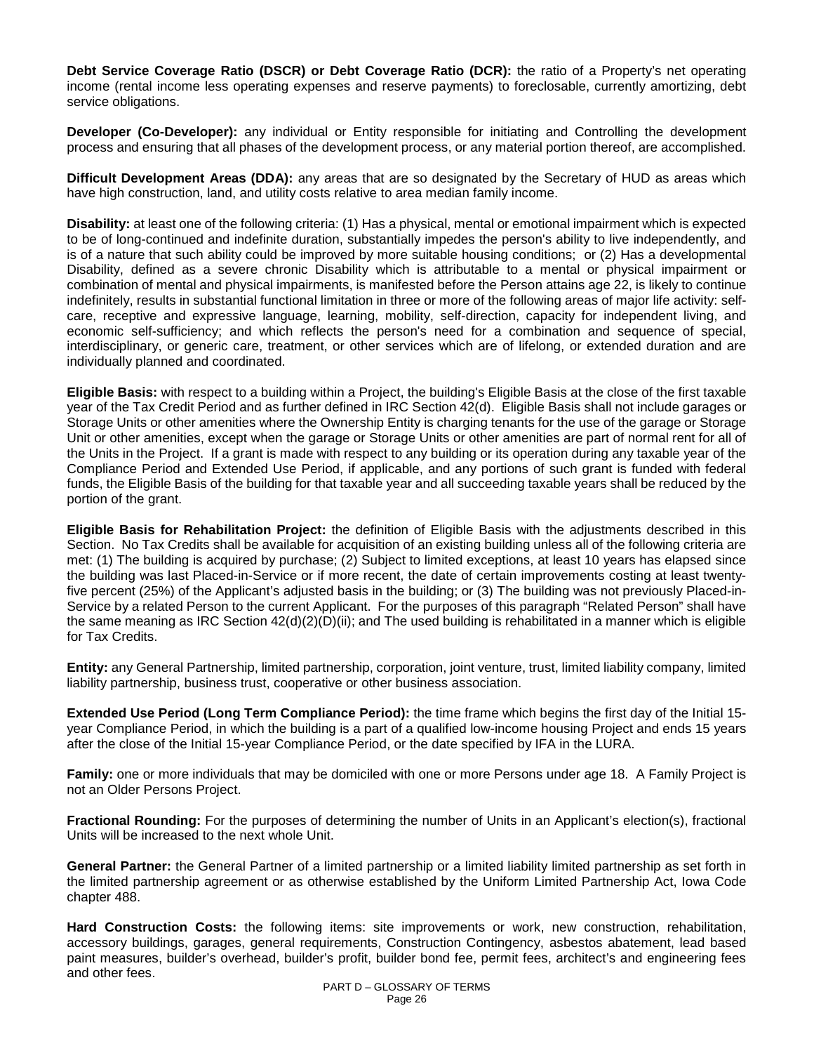**Debt Service Coverage Ratio (DSCR) or Debt Coverage Ratio (DCR):** the ratio of a Property's net operating income (rental income less operating expenses and reserve payments) to foreclosable, currently amortizing, debt service obligations.

**Developer (Co-Developer):** any individual or Entity responsible for initiating and Controlling the development process and ensuring that all phases of the development process, or any material portion thereof, are accomplished.

**Difficult Development Areas (DDA):** any areas that are so designated by the Secretary of HUD as areas which have high construction, land, and utility costs relative to area median family income.

**Disability:** at least one of the following criteria: (1) Has a physical, mental or emotional impairment which is expected to be of long-continued and indefinite duration, substantially impedes the person's ability to live independently, and is of a nature that such ability could be improved by more suitable housing conditions; or (2) Has a developmental Disability, defined as a severe chronic Disability which is attributable to a mental or physical impairment or combination of mental and physical impairments, is manifested before the Person attains age 22, is likely to continue indefinitely, results in substantial functional limitation in three or more of the following areas of major life activity: self-care, receptive and expressive language, learning, mobility, self-direction, capacity for independent living, and economic self-sufficiency; and which reflects the person's need for a combination and sequence of special, interdisciplinary, or generic care, treatment, or other services which are of lifelong, or extended duration and are individually planned and coordinated.

**Eligible Basis:** with respect to a building within a Project, the building's Eligible Basis at the close of the first taxable year of the Tax Credit Period and as further defined in IRC Section 42(d). Eligible Basis shall not include garages or Storage Units or other amenities where the Ownership Entity is charging tenants for the use of the garage or Storage Unit or other amenities, except when the garage or Storage Units or other amenities are part of normal rent for all of the Units in the Project. If a grant is made with respect to any building or its operation during any taxable year of the Compliance Period and Extended Use Period, if applicable, and any portions of such grant is funded with federal funds, the Eligible Basis of the building for that taxable year and all succeeding taxable years shall be reduced by the portion of the grant.

**Eligible Basis for Rehabilitation Project:** the definition of Eligible Basis with the adjustments described in this Section. No Tax Credits shall be available for acquisition of an existing building unless all of the following criteria are met: (1) The building is acquired by purchase; (2) Subject to limited exceptions, at least 10 years has elapsed since the building was last Placed-in-Service or if more recent, the date of certain improvements costing at least twenty-five percent (25%) of the Applicant's adjusted basis in the building; or (3) The building was not previously Placed-in-Service by a related Person to the current Applicant. For the purposes of this paragraph "Related Person" shall have the same meaning as IRC Section 42(d)(2)(D)(ii); and The used building is rehabilitated in a manner which is eligible for Tax Credits.

**Entity:** any General Partnership, limited partnership, corporation, joint venture, trust, limited liability company, limited liability partnership, business trust, cooperative or other business association.

**Extended Use Period (Long Term Compliance Period):** the time frame which begins the first day of the Initial 15-year Compliance Period, in which the building is a part of a qualified low-income housing Project and ends 15 years after the close of the Initial 15-year Compliance Period, or the date specified by IFA in the LURA.

**Family:** one or more individuals that may be domiciled with one or more Persons under age 18. A Family Project is not an Older Persons Project.

**Fractional Rounding:** For the purposes of determining the number of Units in an Applicant's election(s), fractional Units will be increased to the next whole Unit.

**General Partner:** the General Partner of a limited partnership or a limited liability limited partnership as set forth in the limited partnership agreement or as otherwise established by the Uniform Limited Partnership Act, Iowa Code chapter 488.

**Hard Construction Costs:** the following items: site improvements or work, new construction, rehabilitation, accessory buildings, garages, general requirements, Construction Contingency, asbestos abatement, lead based paint measures, builder's overhead, builder's profit, builder bond fee, permit fees, architect's and engineering fees and other fees.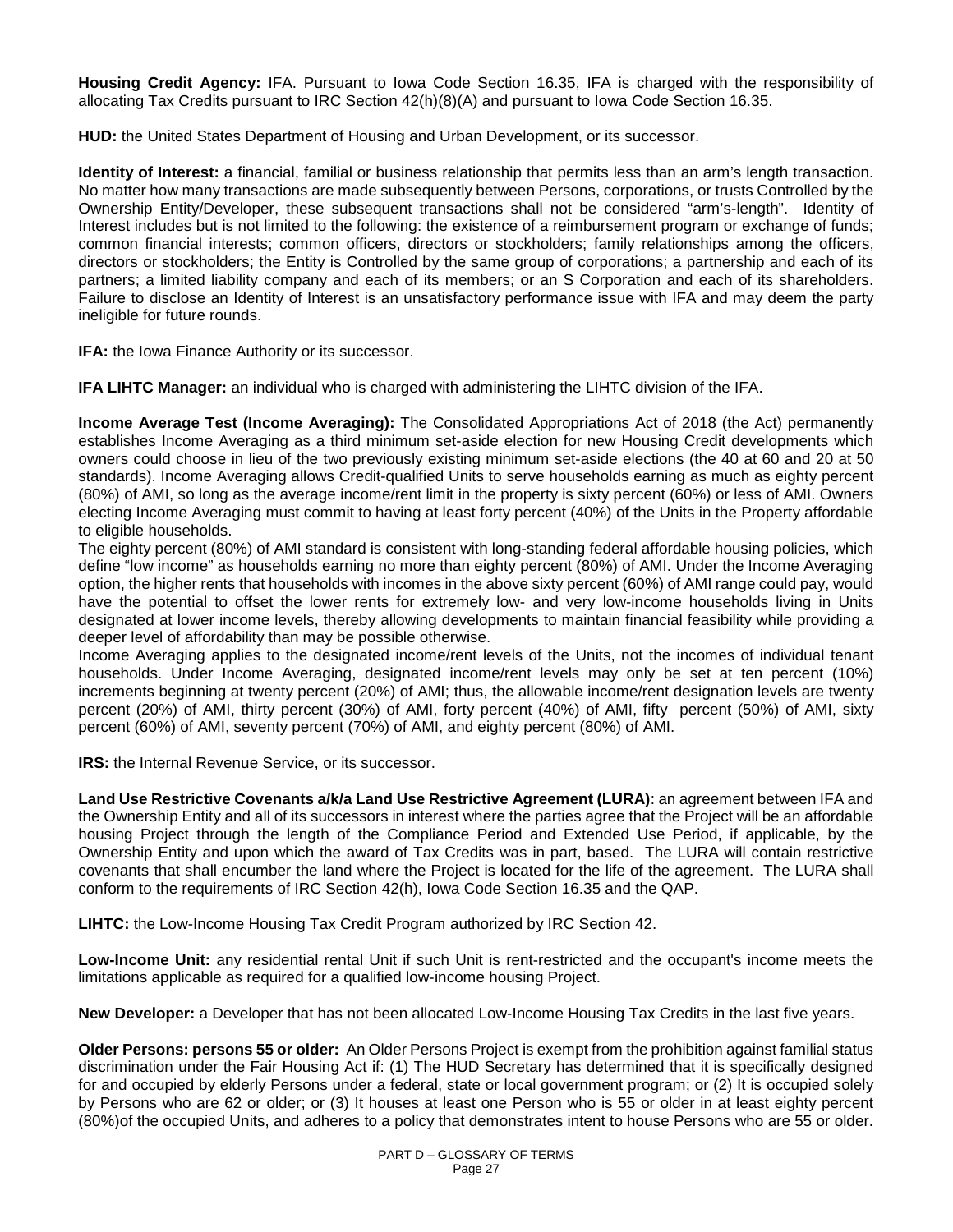**Housing Credit Agency:** IFA. Pursuant to Iowa Code Section 16.35, IFA is charged with the responsibility of allocating Tax Credits pursuant to IRC Section 42(h)(8)(A) and pursuant to Iowa Code Section 16.35.

**HUD:** the United States Department of Housing and Urban Development, or its successor.

**Identity of Interest:** a financial, familial or business relationship that permits less than an arm's length transaction. No matter how many transactions are made subsequently between Persons, corporations, or trusts Controlled by the Ownership Entity/Developer, these subsequent transactions shall not be considered "arm's-length". Identity of Interest includes but is not limited to the following: the existence of a reimbursement program or exchange of funds; common financial interests; common officers, directors or stockholders; family relationships among the officers, directors or stockholders; the Entity is Controlled by the same group of corporations; a partnership and each of its partners; a limited liability company and each of its members; or an S Corporation and each of its shareholders. Failure to disclose an Identity of Interest is an unsatisfactory performance issue with IFA and may deem the party ineligible for future rounds.

**IFA:** the Iowa Finance Authority or its successor.

**IFA LIHTC Manager:** an individual who is charged with administering the LIHTC division of the IFA.

**Income Average Test (Income Averaging):** The Consolidated Appropriations Act of 2018 (the Act) permanently establishes Income Averaging as a third minimum set-aside election for new Housing Credit developments which owners could choose in lieu of the two previously existing minimum set-aside elections (the 40 at 60 and 20 at 50 standards). Income Averaging allows Credit-qualified Units to serve households earning as much as eighty percent (80%) of AMI, so long as the average income/rent limit in the property is sixty percent (60%) or less of AMI. Owners electing Income Averaging must commit to having at least forty percent (40%) of the Units in the Property affordable to eligible households.

The eighty percent (80%) of AMI standard is consistent with long-standing federal affordable housing policies, which define "low income" as households earning no more than eighty percent (80%) of AMI. Under the Income Averaging option, the higher rents that households with incomes in the above sixty percent (60%) of AMI range could pay, would have the potential to offset the lower rents for extremely low- and very low-income households living in Units designated at lower income levels, thereby allowing developments to maintain financial feasibility while providing a deeper level of affordability than may be possible otherwise.

Income Averaging applies to the designated income/rent levels of the Units, not the incomes of individual tenant households. Under Income Averaging, designated income/rent levels may only be set at ten percent (10%) increments beginning at twenty percent (20%) of AMI; thus, the allowable income/rent designation levels are twenty percent (20%) of AMI, thirty percent (30%) of AMI, forty percent (40%) of AMI, fifty percent (50%) of AMI, sixty percent (60%) of AMI, seventy percent (70%) of AMI, and eighty percent (80%) of AMI.

**IRS:** the Internal Revenue Service, or its successor.

**Land Use Restrictive Covenants a/k/a Land Use Restrictive Agreement (LURA)**: an agreement between IFA and the Ownership Entity and all of its successors in interest where the parties agree that the Project will be an affordable housing Project through the length of the Compliance Period and Extended Use Period, if applicable, by the Ownership Entity and upon which the award of Tax Credits was in part, based. The LURA will contain restrictive covenants that shall encumber the land where the Project is located for the life of the agreement. The LURA shall conform to the requirements of IRC Section 42(h), Iowa Code Section 16.35 and the QAP.

**LIHTC:** the Low-Income Housing Tax Credit Program authorized by IRC Section 42.

**Low-Income Unit:** any residential rental Unit if such Unit is rent-restricted and the occupant's income meets the limitations applicable as required for a qualified low-income housing Project.

**New Developer:** a Developer that has not been allocated Low-Income Housing Tax Credits in the last five years.

**Older Persons: persons 55 or older:** An Older Persons Project is exempt from the prohibition against familial status discrimination under the Fair Housing Act if: (1) The HUD Secretary has determined that it is specifically designed for and occupied by elderly Persons under a federal, state or local government program; or (2) It is occupied solely by Persons who are 62 or older; or (3) It houses at least one Person who is 55 or older in at least eighty percent (80%)of the occupied Units, and adheres to a policy that demonstrates intent to house Persons who are 55 or older.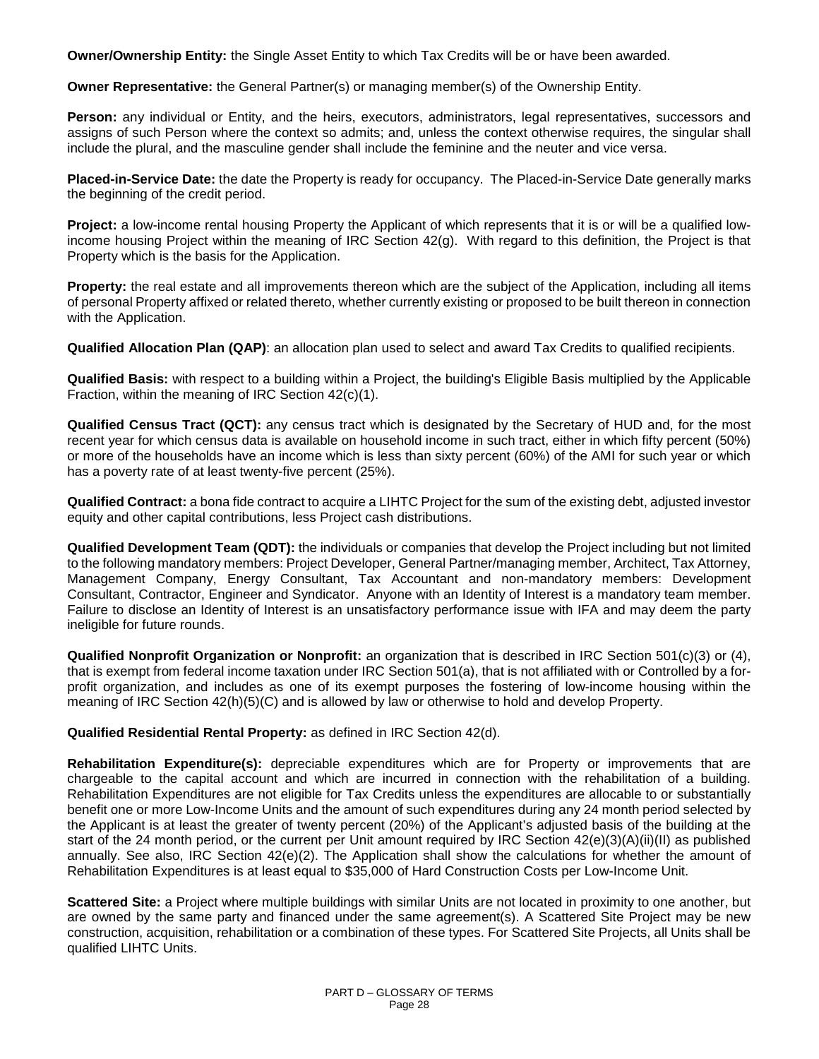**Owner/Ownership Entity:** the Single Asset Entity to which Tax Credits will be or have been awarded.

**Owner Representative:** the General Partner(s) or managing member(s) of the Ownership Entity.

**Person:** any individual or Entity, and the heirs, executors, administrators, legal representatives, successors and assigns of such Person where the context so admits; and, unless the context otherwise requires, the singular shall include the plural, and the masculine gender shall include the feminine and the neuter and vice versa.

**Placed-in-Service Date:** the date the Property is ready for occupancy. The Placed-in-Service Date generally marks the beginning of the credit period.

**Project:** a low-income rental housing Property the Applicant of which represents that it is or will be a qualified low-income housing Project within the meaning of IRC Section 42(g). With regard to this definition, the Project is that Property which is the basis for the Application.

**Property:** the real estate and all improvements thereon which are the subject of the Application, including all items of personal Property affixed or related thereto, whether currently existing or proposed to be built thereon in connection with the Application.

**Qualified Allocation Plan (QAP)**: an allocation plan used to select and award Tax Credits to qualified recipients.

**Qualified Basis:** with respect to a building within a Project, the building's Eligible Basis multiplied by the Applicable Fraction, within the meaning of IRC Section 42(c)(1).

**Qualified Census Tract (QCT):** any census tract which is designated by the Secretary of HUD and, for the most recent year for which census data is available on household income in such tract, either in which fifty percent (50%) or more of the households have an income which is less than sixty percent (60%) of the AMI for such year or which has a poverty rate of at least twenty-five percent (25%).

**Qualified Contract:** a bona fide contract to acquire a LIHTC Project for the sum of the existing debt, adjusted investor equity and other capital contributions, less Project cash distributions.

**Qualified Development Team (QDT):** the individuals or companies that develop the Project including but not limited to the following mandatory members: Project Developer, General Partner/managing member, Architect, Tax Attorney, Management Company, Energy Consultant, Tax Accountant and non-mandatory members: Development Consultant, Contractor, Engineer and Syndicator. Anyone with an Identity of Interest is a mandatory team member. Failure to disclose an Identity of Interest is an unsatisfactory performance issue with IFA and may deem the party ineligible for future rounds.

**Qualified Nonprofit Organization or Nonprofit:** an organization that is described in IRC Section 501(c)(3) or (4), that is exempt from federal income taxation under IRC Section 501(a), that is not affiliated with or Controlled by a for-profit organization, and includes as one of its exempt purposes the fostering of low-income housing within the meaning of IRC Section 42(h)(5)(C) and is allowed by law or otherwise to hold and develop Property.

**Qualified Residential Rental Property:** as defined in IRC Section 42(d).

**Rehabilitation Expenditure(s):** depreciable expenditures which are for Property or improvements that are chargeable to the capital account and which are incurred in connection with the rehabilitation of a building. Rehabilitation Expenditures are not eligible for Tax Credits unless the expenditures are allocable to or substantially benefit one or more Low-Income Units and the amount of such expenditures during any 24 month period selected by the Applicant is at least the greater of twenty percent (20%) of the Applicant's adjusted basis of the building at the start of the 24 month period, or the current per Unit amount required by IRC Section 42(e)(3)(A)(ii)(II) as published annually. See also, IRC Section 42(e)(2). The Application shall show the calculations for whether the amount of Rehabilitation Expenditures is at least equal to $35,000 of Hard Construction Costs per Low-Income Unit.

**Scattered Site:** a Project where multiple buildings with similar Units are not located in proximity to one another, but are owned by the same party and financed under the same agreement(s). A Scattered Site Project may be new construction, acquisition, rehabilitation or a combination of these types. For Scattered Site Projects, all Units shall be qualified LIHTC Units.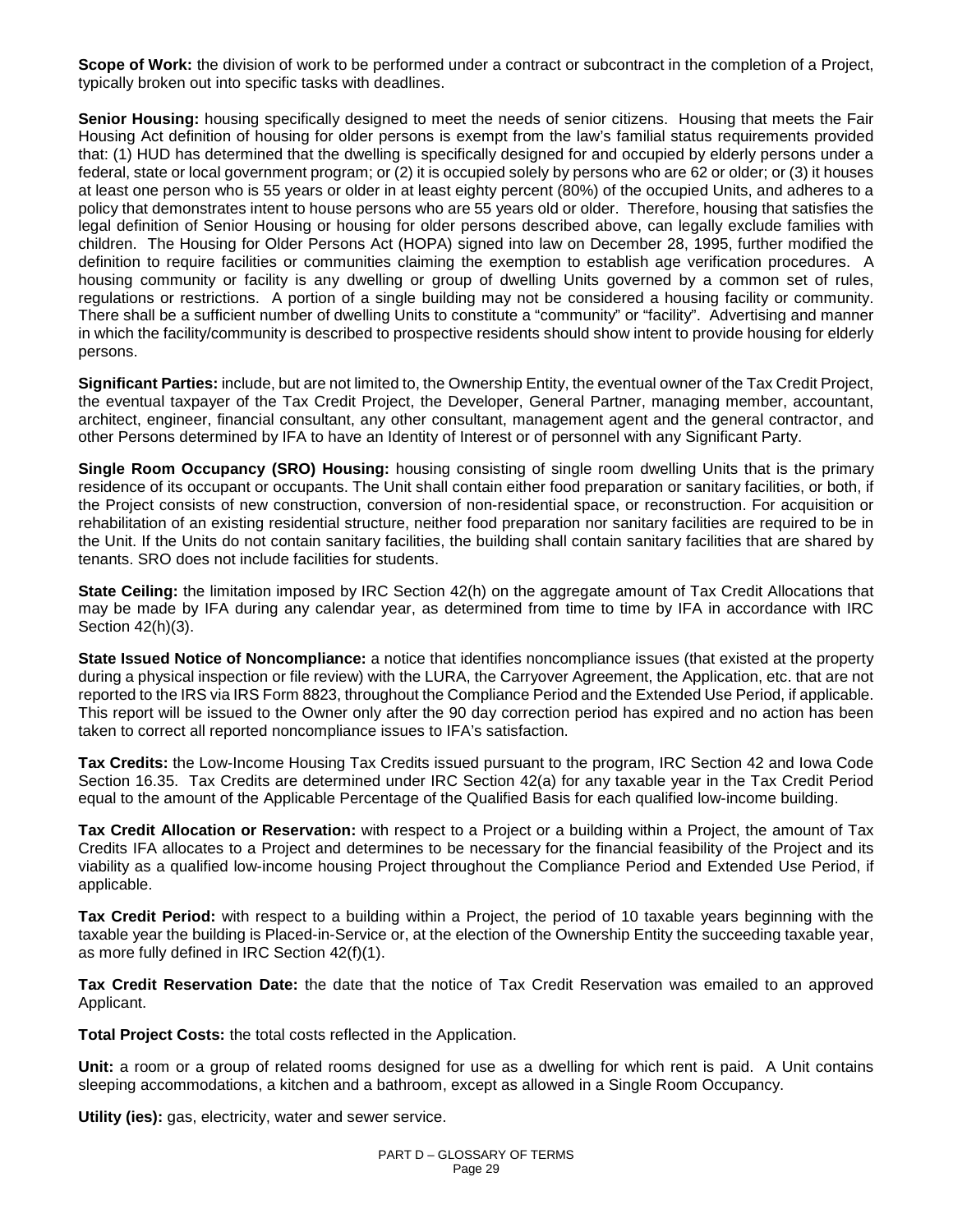**Scope of Work:** the division of work to be performed under a contract or subcontract in the completion of a Project, typically broken out into specific tasks with deadlines.

**Senior Housing:** housing specifically designed to meet the needs of senior citizens. Housing that meets the Fair Housing Act definition of housing for older persons is exempt from the law's familial status requirements provided that: (1) HUD has determined that the dwelling is specifically designed for and occupied by elderly persons under a federal, state or local government program; or (2) it is occupied solely by persons who are 62 or older; or (3) it houses at least one person who is 55 years or older in at least eighty percent (80%) of the occupied Units, and adheres to a policy that demonstrates intent to house persons who are 55 years old or older. Therefore, housing that satisfies the legal definition of Senior Housing or housing for older persons described above, can legally exclude families with children. The Housing for Older Persons Act (HOPA) signed into law on December 28, 1995, further modified the definition to require facilities or communities claiming the exemption to establish age verification procedures. A housing community or facility is any dwelling or group of dwelling Units governed by a common set of rules, regulations or restrictions. A portion of a single building may not be considered a housing facility or community. There shall be a sufficient number of dwelling Units to constitute a "community" or "facility". Advertising and manner in which the facility/community is described to prospective residents should show intent to provide housing for elderly persons.

**Significant Parties:** include, but are not limited to, the Ownership Entity, the eventual owner of the Tax Credit Project, the eventual taxpayer of the Tax Credit Project, the Developer, General Partner, managing member, accountant, architect, engineer, financial consultant, any other consultant, management agent and the general contractor, and other Persons determined by IFA to have an Identity of Interest or of personnel with any Significant Party.

**Single Room Occupancy (SRO) Housing:** housing consisting of single room dwelling Units that is the primary residence of its occupant or occupants. The Unit shall contain either food preparation or sanitary facilities, or both, if the Project consists of new construction, conversion of non-residential space, or reconstruction. For acquisition or rehabilitation of an existing residential structure, neither food preparation nor sanitary facilities are required to be in the Unit. If the Units do not contain sanitary facilities, the building shall contain sanitary facilities that are shared by tenants. SRO does not include facilities for students.

**State Ceiling:** the limitation imposed by IRC Section 42(h) on the aggregate amount of Tax Credit Allocations that may be made by IFA during any calendar year, as determined from time to time by IFA in accordance with IRC Section 42(h)(3).

**State Issued Notice of Noncompliance:** a notice that identifies noncompliance issues (that existed at the property during a physical inspection or file review) with the LURA, the Carryover Agreement, the Application, etc. that are not reported to the IRS via IRS Form 8823, throughout the Compliance Period and the Extended Use Period, if applicable. This report will be issued to the Owner only after the 90 day correction period has expired and no action has been taken to correct all reported noncompliance issues to IFA's satisfaction.

**Tax Credits:** the Low-Income Housing Tax Credits issued pursuant to the program, IRC Section 42 and Iowa Code Section 16.35. Tax Credits are determined under IRC Section 42(a) for any taxable year in the Tax Credit Period equal to the amount of the Applicable Percentage of the Qualified Basis for each qualified low-income building.

**Tax Credit Allocation or Reservation:** with respect to a Project or a building within a Project, the amount of Tax Credits IFA allocates to a Project and determines to be necessary for the financial feasibility of the Project and its viability as a qualified low-income housing Project throughout the Compliance Period and Extended Use Period, if applicable.

**Tax Credit Period:** with respect to a building within a Project, the period of 10 taxable years beginning with the taxable year the building is Placed-in-Service or, at the election of the Ownership Entity the succeeding taxable year, as more fully defined in IRC Section 42(f)(1).

**Tax Credit Reservation Date:** the date that the notice of Tax Credit Reservation was emailed to an approved Applicant.

**Total Project Costs:** the total costs reflected in the Application.

**Unit:** a room or a group of related rooms designed for use as a dwelling for which rent is paid. A Unit contains sleeping accommodations, a kitchen and a bathroom, except as allowed in a Single Room Occupancy.

**Utility (ies):** gas, electricity, water and sewer service.